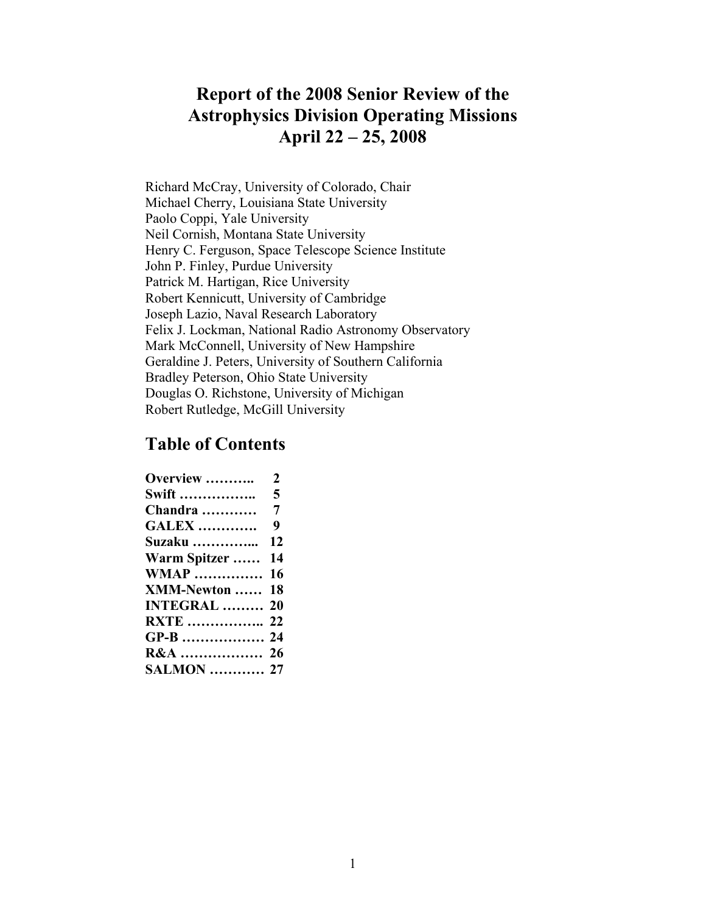# Report of the 2008 Senior Review of the Astrophysics Division Operating Missions
# April 22 – 25, 2008

Richard McCray, University of Colorado, Chair
Michael Cherry, Louisiana State University
Paolo Coppi, Yale University
Neil Cornish, Montana State University
Henry C. Ferguson, Space Telescope Science Institute
John P. Finley, Purdue University
Patrick M. Hartigan, Rice University
Robert Kennicutt, University of Cambridge
Joseph Lazio, Naval Research Laboratory
Felix J. Lockman, National Radio Astronomy Observatory
Mark McConnell, University of New Hampshire
Geraldine J. Peters, University of Southern California
Bradley Peterson, Ohio State University
Douglas O. Richstone, University of Michigan
Robert Rutledge, McGill University

## Table of Contents

| | |
|---|---|
| **Overview ………..** | **2** |
| **Swift ……………..** | **5** |
| **Chandra …………** | **7** |
| **GALEX ………….** | **9** |
| **Suzaku …………...** | **12** |
| **Warm Spitzer ……** | **14** |
| **WMAP ……………** | **16** |
| **XMM-Newton ……** | **18** |
| **INTEGRAL ………** | **20** |
| **RXTE ……………..** | **22** |
| **GP-B ………………** | **24** |
| **R&A ………………** | **26** |
| **SALMON …………** | **27** |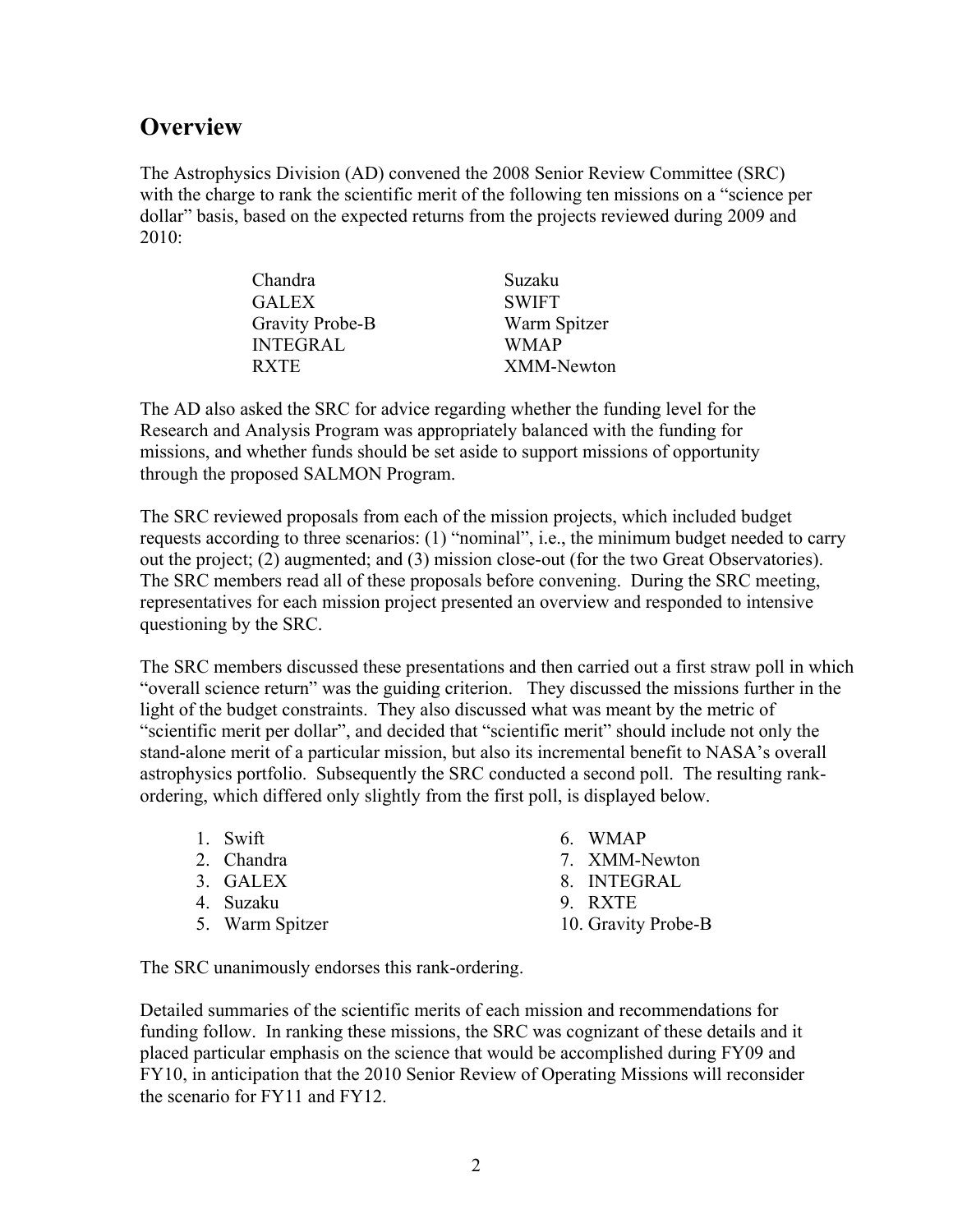## Overview

The Astrophysics Division (AD) convened the 2008 Senior Review Committee (SRC) with the charge to rank the scientific merit of the following ten missions on a "science per dollar" basis, based on the expected returns from the projects reviewed during 2009 and 2010:

| | |
|---|---|
| Chandra | Suzaku |
| GALEX | SWIFT |
| Gravity Probe-B | Warm Spitzer |
| INTEGRAL | WMAP |
| RXTE | XMM-Newton |

The AD also asked the SRC for advice regarding whether the funding level for the Research and Analysis Program was appropriately balanced with the funding for missions, and whether funds should be set aside to support missions of opportunity through the proposed SALMON Program.

The SRC reviewed proposals from each of the mission projects, which included budget requests according to three scenarios: (1) "nominal", i.e., the minimum budget needed to carry out the project; (2) augmented; and (3) mission close-out (for the two Great Observatories). The SRC members read all of these proposals before convening. During the SRC meeting, representatives for each mission project presented an overview and responded to intensive questioning by the SRC.

The SRC members discussed these presentations and then carried out a first straw poll in which "overall science return" was the guiding criterion. They discussed the missions further in the light of the budget constraints. They also discussed what was meant by the metric of "scientific merit per dollar", and decided that "scientific merit" should include not only the stand-alone merit of a particular mission, but also its incremental benefit to NASA's overall astrophysics portfolio. Subsequently the SRC conducted a second poll. The resulting rank-ordering, which differed only slightly from the first poll, is displayed below.

1. Swift
2. Chandra
3. GALEX
4. Suzaku
5. Warm Spitzer
6. WMAP
7. XMM-Newton
8. INTEGRAL
9. RXTE
10. Gravity Probe-B

The SRC unanimously endorses this rank-ordering.

Detailed summaries of the scientific merits of each mission and recommendations for funding follow. In ranking these missions, the SRC was cognizant of these details and it placed particular emphasis on the science that would be accomplished during FY09 and FY10, in anticipation that the 2010 Senior Review of Operating Missions will reconsider the scenario for FY11 and FY12.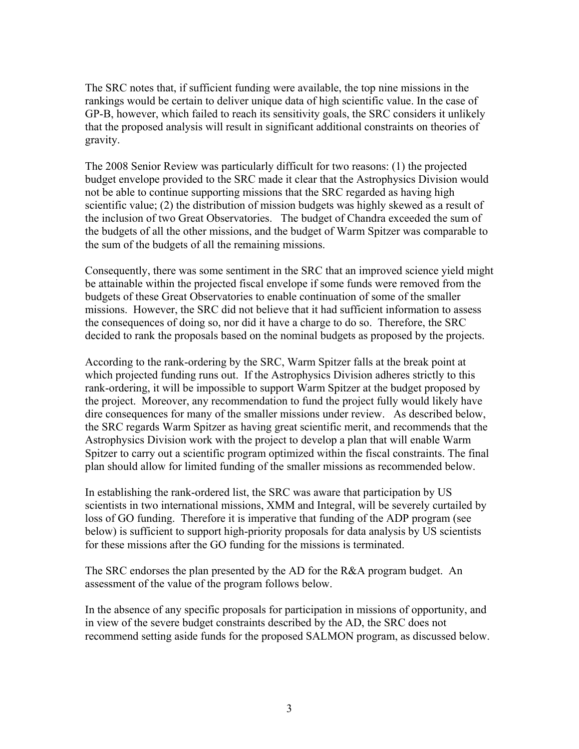The SRC notes that, if sufficient funding were available, the top nine missions in the rankings would be certain to deliver unique data of high scientific value. In the case of GP-B, however, which failed to reach its sensitivity goals, the SRC considers it unlikely that the proposed analysis will result in significant additional constraints on theories of gravity.

The 2008 Senior Review was particularly difficult for two reasons: (1) the projected budget envelope provided to the SRC made it clear that the Astrophysics Division would not be able to continue supporting missions that the SRC regarded as having high scientific value; (2) the distribution of mission budgets was highly skewed as a result of the inclusion of two Great Observatories. The budget of Chandra exceeded the sum of the budgets of all the other missions, and the budget of Warm Spitzer was comparable to the sum of the budgets of all the remaining missions.

Consequently, there was some sentiment in the SRC that an improved science yield might be attainable within the projected fiscal envelope if some funds were removed from the budgets of these Great Observatories to enable continuation of some of the smaller missions. However, the SRC did not believe that it had sufficient information to assess the consequences of doing so, nor did it have a charge to do so. Therefore, the SRC decided to rank the proposals based on the nominal budgets as proposed by the projects.

According to the rank-ordering by the SRC, Warm Spitzer falls at the break point at which projected funding runs out. If the Astrophysics Division adheres strictly to this rank-ordering, it will be impossible to support Warm Spitzer at the budget proposed by the project. Moreover, any recommendation to fund the project fully would likely have dire consequences for many of the smaller missions under review. As described below, the SRC regards Warm Spitzer as having great scientific merit, and recommends that the Astrophysics Division work with the project to develop a plan that will enable Warm Spitzer to carry out a scientific program optimized within the fiscal constraints. The final plan should allow for limited funding of the smaller missions as recommended below.

In establishing the rank-ordered list, the SRC was aware that participation by US scientists in two international missions, XMM and Integral, will be severely curtailed by loss of GO funding. Therefore it is imperative that funding of the ADP program (see below) is sufficient to support high-priority proposals for data analysis by US scientists for these missions after the GO funding for the missions is terminated.

The SRC endorses the plan presented by the AD for the R&A program budget. An assessment of the value of the program follows below.

In the absence of any specific proposals for participation in missions of opportunity, and in view of the severe budget constraints described by the AD, the SRC does not recommend setting aside funds for the proposed SALMON program, as discussed below.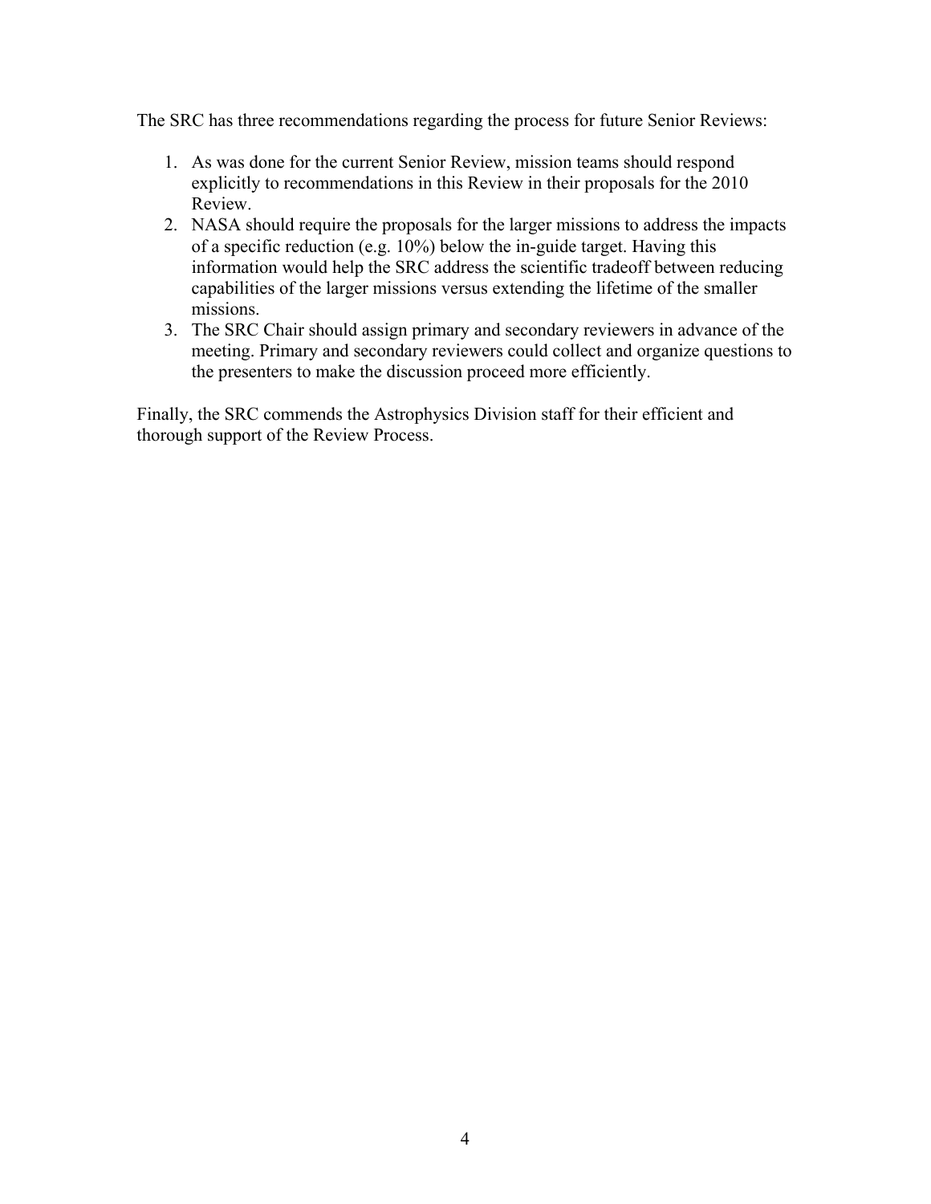The SRC has three recommendations regarding the process for future Senior Reviews:

1. As was done for the current Senior Review, mission teams should respond explicitly to recommendations in this Review in their proposals for the 2010 Review.
2. NASA should require the proposals for the larger missions to address the impacts of a specific reduction (e.g. 10%) below the in-guide target. Having this information would help the SRC address the scientific tradeoff between reducing capabilities of the larger missions versus extending the lifetime of the smaller missions.
3. The SRC Chair should assign primary and secondary reviewers in advance of the meeting. Primary and secondary reviewers could collect and organize questions to the presenters to make the discussion proceed more efficiently.

Finally, the SRC commends the Astrophysics Division staff for their efficient and thorough support of the Review Process.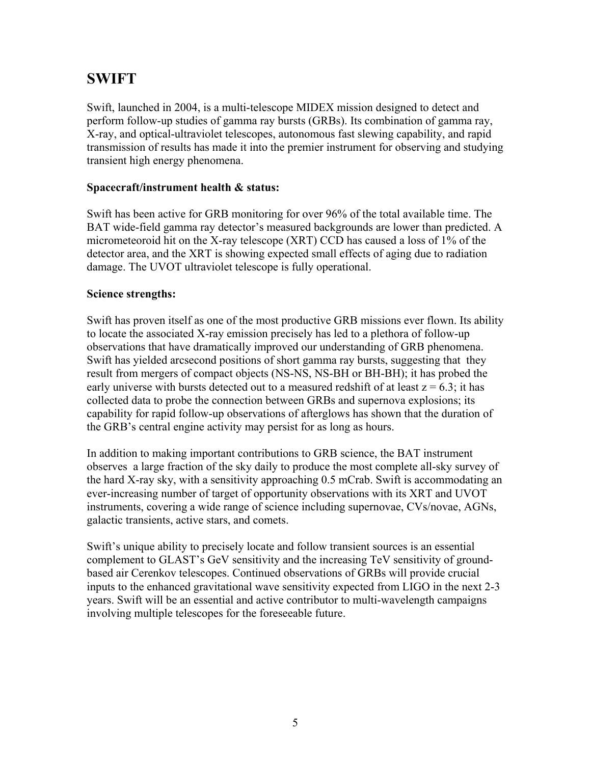# SWIFT

Swift, launched in 2004, is a multi-telescope MIDEX mission designed to detect and perform follow-up studies of gamma ray bursts (GRBs). Its combination of gamma ray, X-ray, and optical-ultraviolet telescopes, autonomous fast slewing capability, and rapid transmission of results has made it into the premier instrument for observing and studying transient high energy phenomena.

**Spacecraft/instrument health & status:**

Swift has been active for GRB monitoring for over 96% of the total available time. The BAT wide-field gamma ray detector's measured backgrounds are lower than predicted. A micrometeoroid hit on the X-ray telescope (XRT) CCD has caused a loss of 1% of the detector area, and the XRT is showing expected small effects of aging due to radiation damage. The UVOT ultraviolet telescope is fully operational.

**Science strengths:**

Swift has proven itself as one of the most productive GRB missions ever flown. Its ability to locate the associated X-ray emission precisely has led to a plethora of follow-up observations that have dramatically improved our understanding of GRB phenomena. Swift has yielded arcsecond positions of short gamma ray bursts, suggesting that they result from mergers of compact objects (NS-NS, NS-BH or BH-BH); it has probed the early universe with bursts detected out to a measured redshift of at least $z = 6.3$; it has collected data to probe the connection between GRBs and supernova explosions; its capability for rapid follow-up observations of afterglows has shown that the duration of the GRB's central engine activity may persist for as long as hours.

In addition to making important contributions to GRB science, the BAT instrument observes a large fraction of the sky daily to produce the most complete all-sky survey of the hard X-ray sky, with a sensitivity approaching 0.5 mCrab. Swift is accommodating an ever-increasing number of target of opportunity observations with its XRT and UVOT instruments, covering a wide range of science including supernovae, CVs/novae, AGNs, galactic transients, active stars, and comets.

Swift's unique ability to precisely locate and follow transient sources is an essential complement to GLAST's GeV sensitivity and the increasing TeV sensitivity of ground-based air Cerenkov telescopes. Continued observations of GRBs will provide crucial inputs to the enhanced gravitational wave sensitivity expected from LIGO in the next 2-3 years. Swift will be an essential and active contributor to multi-wavelength campaigns involving multiple telescopes for the foreseeable future.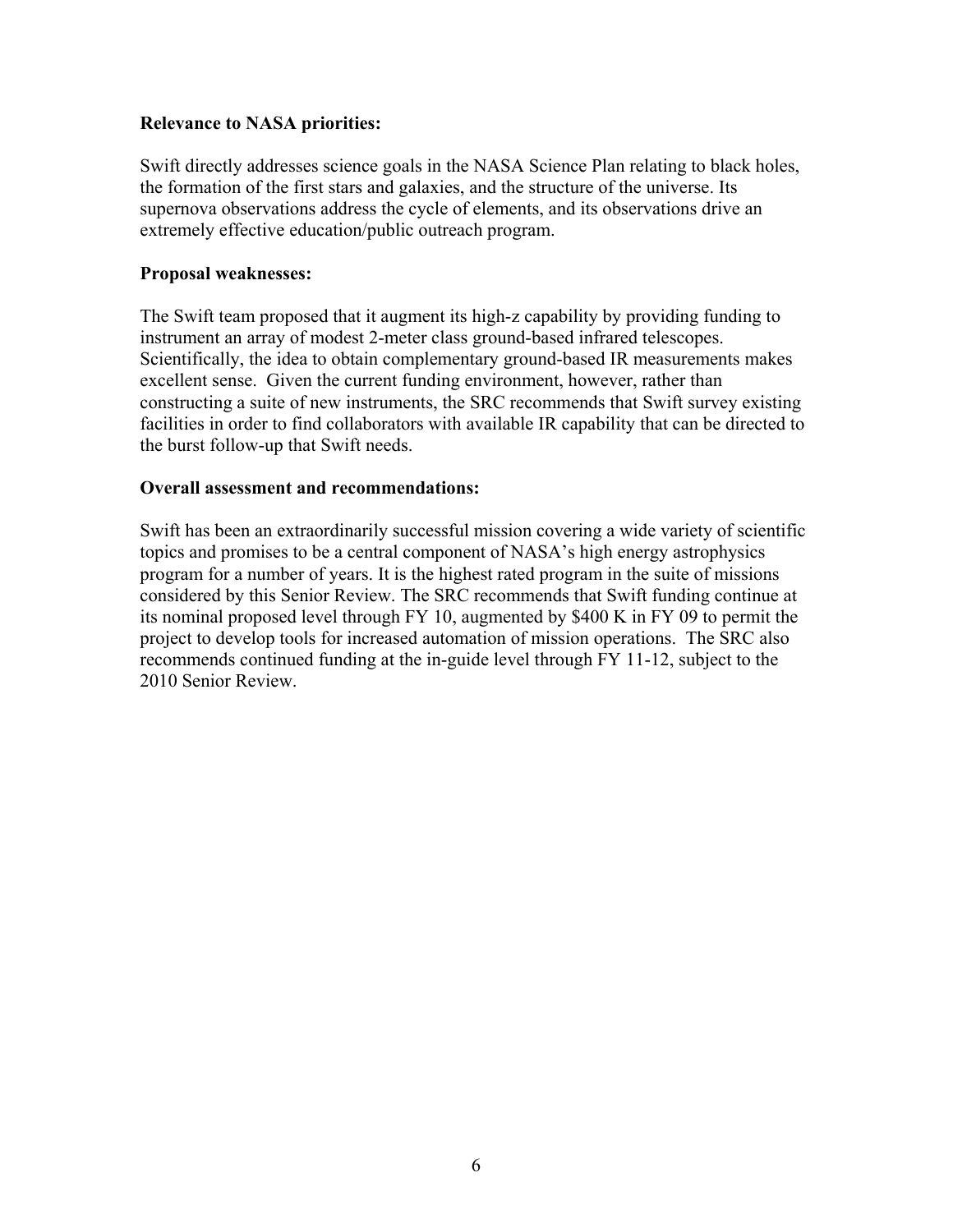**Relevance to NASA priorities:**

Swift directly addresses science goals in the NASA Science Plan relating to black holes, the formation of the first stars and galaxies, and the structure of the universe. Its supernova observations address the cycle of elements, and its observations drive an extremely effective education/public outreach program.

**Proposal weaknesses:**

The Swift team proposed that it augment its high-z capability by providing funding to instrument an array of modest 2-meter class ground-based infrared telescopes. Scientifically, the idea to obtain complementary ground-based IR measurements makes excellent sense. Given the current funding environment, however, rather than constructing a suite of new instruments, the SRC recommends that Swift survey existing facilities in order to find collaborators with available IR capability that can be directed to the burst follow-up that Swift needs.

**Overall assessment and recommendations:**

Swift has been an extraordinarily successful mission covering a wide variety of scientific topics and promises to be a central component of NASA's high energy astrophysics program for a number of years. It is the highest rated program in the suite of missions considered by this Senior Review. The SRC recommends that Swift funding continue at its nominal proposed level through FY 10, augmented by $400 K in FY 09 to permit the project to develop tools for increased automation of mission operations. The SRC also recommends continued funding at the in-guide level through FY 11-12, subject to the 2010 Senior Review.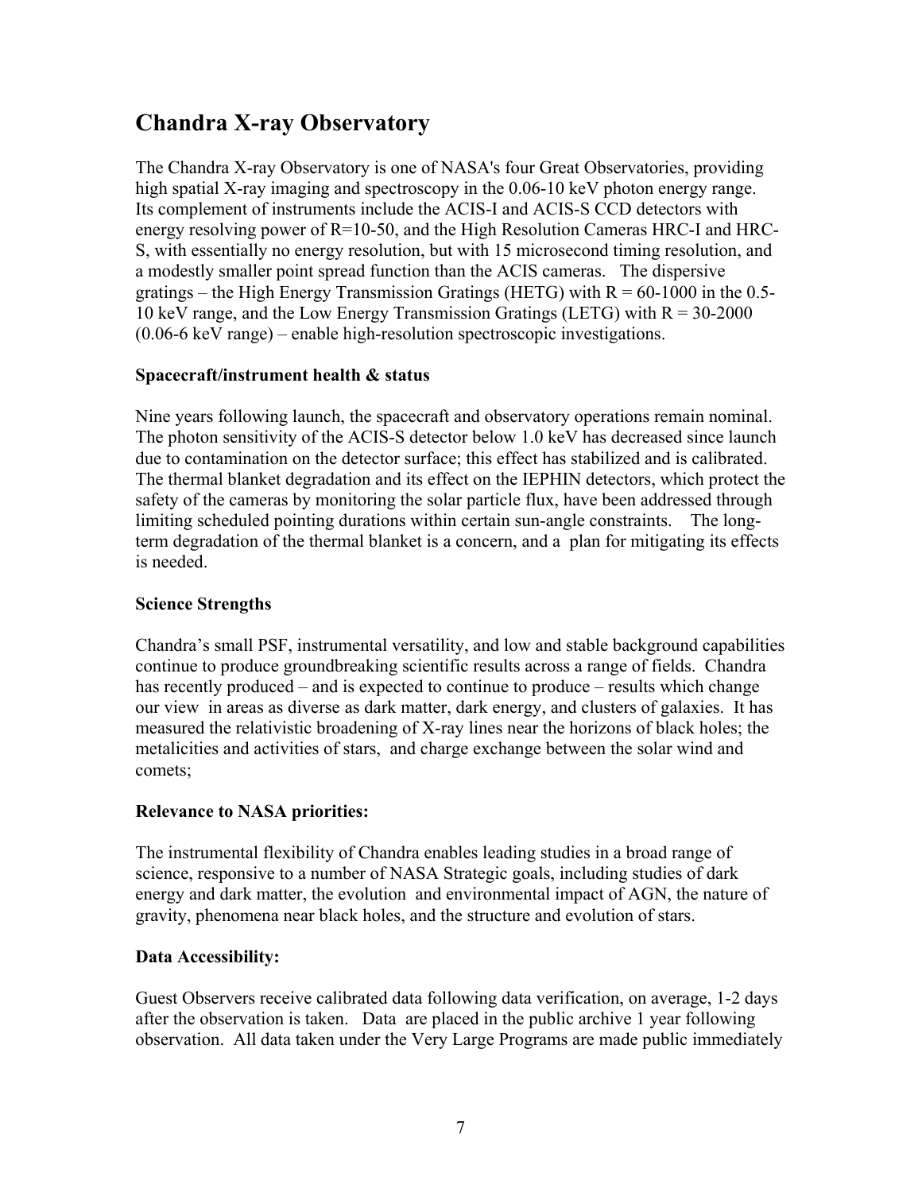## Chandra X-ray Observatory

The Chandra X-ray Observatory is one of NASA's four Great Observatories, providing high spatial X-ray imaging and spectroscopy in the 0.06-10 keV photon energy range. Its complement of instruments include the ACIS-I and ACIS-S CCD detectors with energy resolving power of R=10-50, and the High Resolution Cameras HRC-I and HRC-S, with essentially no energy resolution, but with 15 microsecond timing resolution, and a modestly smaller point spread function than the ACIS cameras. The dispersive gratings – the High Energy Transmission Gratings (HETG) with R = 60-1000 in the 0.5-10 keV range, and the Low Energy Transmission Gratings (LETG) with R = 30-2000 (0.06-6 keV range) – enable high-resolution spectroscopic investigations.

**Spacecraft/instrument health & status**

Nine years following launch, the spacecraft and observatory operations remain nominal. The photon sensitivity of the ACIS-S detector below 1.0 keV has decreased since launch due to contamination on the detector surface; this effect has stabilized and is calibrated. The thermal blanket degradation and its effect on the IEPHIN detectors, which protect the safety of the cameras by monitoring the solar particle flux, have been addressed through limiting scheduled pointing durations within certain sun-angle constraints. The long-term degradation of the thermal blanket is a concern, and a plan for mitigating its effects is needed.

**Science Strengths**

Chandra's small PSF, instrumental versatility, and low and stable background capabilities continue to produce groundbreaking scientific results across a range of fields. Chandra has recently produced – and is expected to continue to produce – results which change our view in areas as diverse as dark matter, dark energy, and clusters of galaxies. It has measured the relativistic broadening of X-ray lines near the horizons of black holes; the metalicities and activities of stars, and charge exchange between the solar wind and comets;

**Relevance to NASA priorities:**

The instrumental flexibility of Chandra enables leading studies in a broad range of science, responsive to a number of NASA Strategic goals, including studies of dark energy and dark matter, the evolution and environmental impact of AGN, the nature of gravity, phenomena near black holes, and the structure and evolution of stars.

**Data Accessibility:**

Guest Observers receive calibrated data following data verification, on average, 1-2 days after the observation is taken. Data are placed in the public archive 1 year following observation. All data taken under the Very Large Programs are made public immediately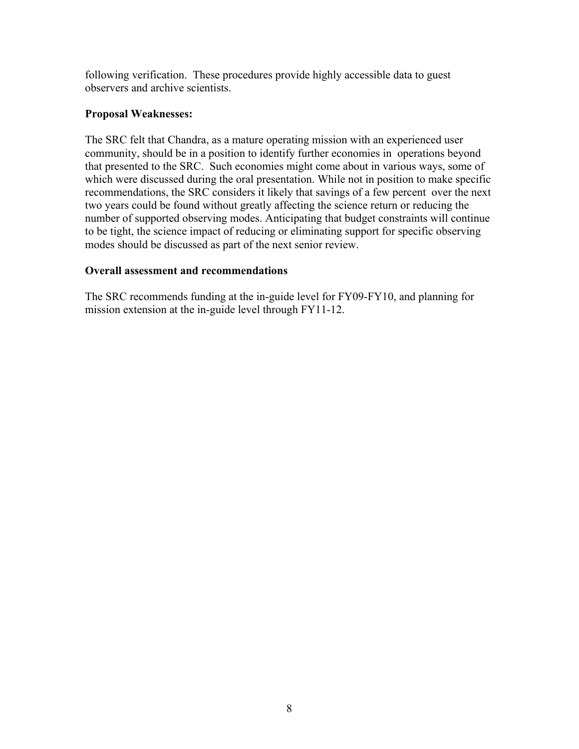following verification. These procedures provide highly accessible data to guest observers and archive scientists.

**Proposal Weaknesses:**

The SRC felt that Chandra, as a mature operating mission with an experienced user community, should be in a position to identify further economies in operations beyond that presented to the SRC. Such economies might come about in various ways, some of which were discussed during the oral presentation. While not in position to make specific recommendations, the SRC considers it likely that savings of a few percent over the next two years could be found without greatly affecting the science return or reducing the number of supported observing modes. Anticipating that budget constraints will continue to be tight, the science impact of reducing or eliminating support for specific observing modes should be discussed as part of the next senior review.

**Overall assessment and recommendations**

The SRC recommends funding at the in-guide level for FY09-FY10, and planning for mission extension at the in-guide level through FY11-12.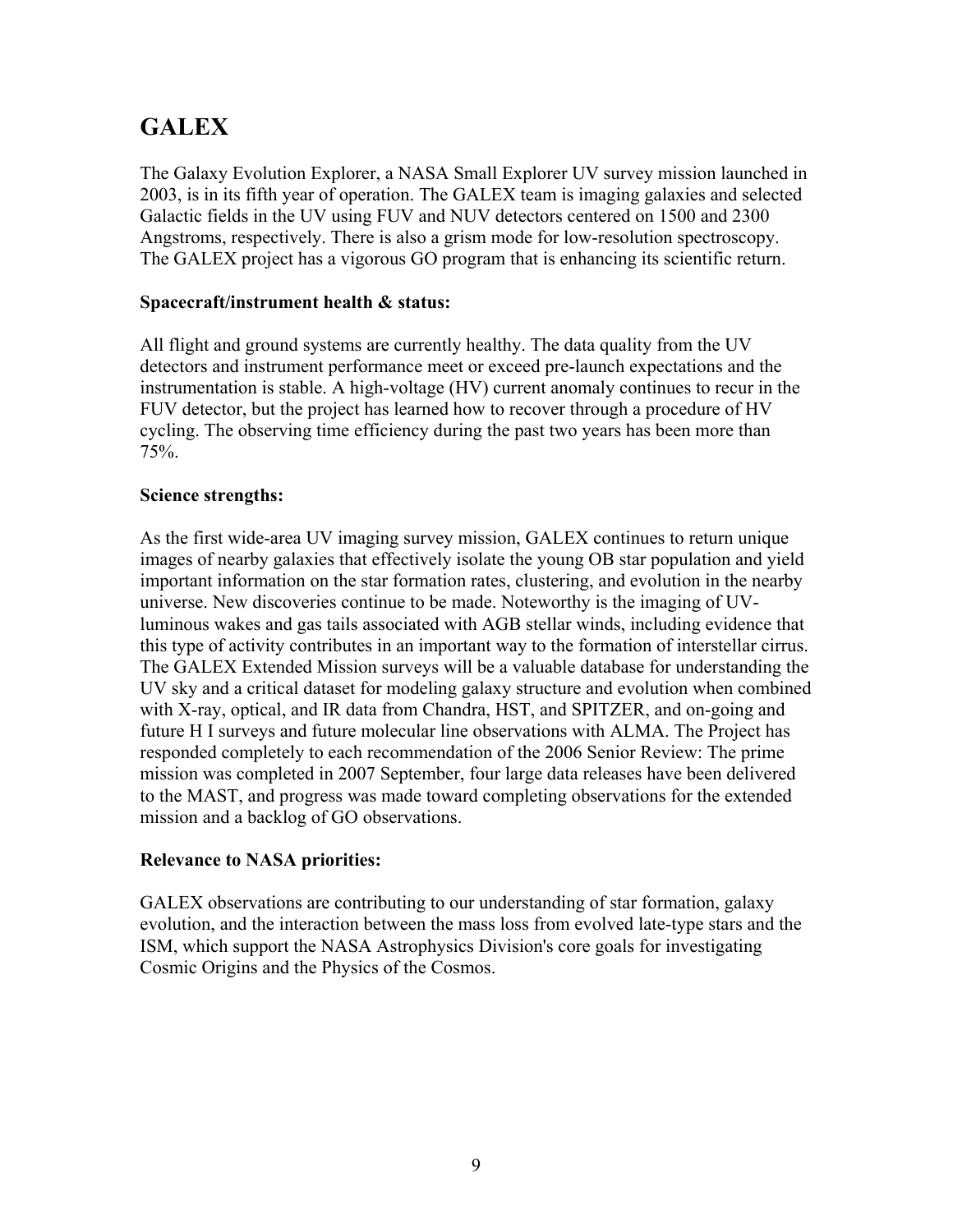# GALEX

The Galaxy Evolution Explorer, a NASA Small Explorer UV survey mission launched in 2003, is in its fifth year of operation. The GALEX team is imaging galaxies and selected Galactic fields in the UV using FUV and NUV detectors centered on 1500 and 2300 Angstroms, respectively. There is also a grism mode for low-resolution spectroscopy. The GALEX project has a vigorous GO program that is enhancing its scientific return.

**Spacecraft/instrument health & status:**

All flight and ground systems are currently healthy. The data quality from the UV detectors and instrument performance meet or exceed pre-launch expectations and the instrumentation is stable. A high-voltage (HV) current anomaly continues to recur in the FUV detector, but the project has learned how to recover through a procedure of HV cycling. The observing time efficiency during the past two years has been more than 75%.

**Science strengths:**

As the first wide-area UV imaging survey mission, GALEX continues to return unique images of nearby galaxies that effectively isolate the young OB star population and yield important information on the star formation rates, clustering, and evolution in the nearby universe. New discoveries continue to be made. Noteworthy is the imaging of UV-luminous wakes and gas tails associated with AGB stellar winds, including evidence that this type of activity contributes in an important way to the formation of interstellar cirrus. The GALEX Extended Mission surveys will be a valuable database for understanding the UV sky and a critical dataset for modeling galaxy structure and evolution when combined with X-ray, optical, and IR data from Chandra, HST, and SPITZER, and on-going and future H I surveys and future molecular line observations with ALMA. The Project has responded completely to each recommendation of the 2006 Senior Review: The prime mission was completed in 2007 September, four large data releases have been delivered to the MAST, and progress was made toward completing observations for the extended mission and a backlog of GO observations.

**Relevance to NASA priorities:**

GALEX observations are contributing to our understanding of star formation, galaxy evolution, and the interaction between the mass loss from evolved late-type stars and the ISM, which support the NASA Astrophysics Division's core goals for investigating Cosmic Origins and the Physics of the Cosmos.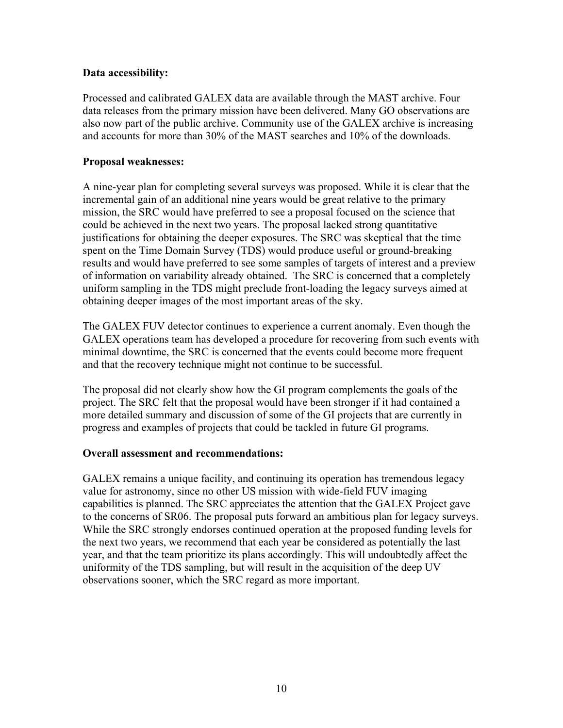**Data accessibility:**

Processed and calibrated GALEX data are available through the MAST archive. Four data releases from the primary mission have been delivered. Many GO observations are also now part of the public archive. Community use of the GALEX archive is increasing and accounts for more than 30% of the MAST searches and 10% of the downloads.

**Proposal weaknesses:**

A nine-year plan for completing several surveys was proposed. While it is clear that the incremental gain of an additional nine years would be great relative to the primary mission, the SRC would have preferred to see a proposal focused on the science that could be achieved in the next two years. The proposal lacked strong quantitative justifications for obtaining the deeper exposures. The SRC was skeptical that the time spent on the Time Domain Survey (TDS) would produce useful or ground-breaking results and would have preferred to see some samples of targets of interest and a preview of information on variability already obtained. The SRC is concerned that a completely uniform sampling in the TDS might preclude front-loading the legacy surveys aimed at obtaining deeper images of the most important areas of the sky.

The GALEX FUV detector continues to experience a current anomaly. Even though the GALEX operations team has developed a procedure for recovering from such events with minimal downtime, the SRC is concerned that the events could become more frequent and that the recovery technique might not continue to be successful.

The proposal did not clearly show how the GI program complements the goals of the project. The SRC felt that the proposal would have been stronger if it had contained a more detailed summary and discussion of some of the GI projects that are currently in progress and examples of projects that could be tackled in future GI programs.

**Overall assessment and recommendations:**

GALEX remains a unique facility, and continuing its operation has tremendous legacy value for astronomy, since no other US mission with wide-field FUV imaging capabilities is planned. The SRC appreciates the attention that the GALEX Project gave to the concerns of SR06. The proposal puts forward an ambitious plan for legacy surveys. While the SRC strongly endorses continued operation at the proposed funding levels for the next two years, we recommend that each year be considered as potentially the last year, and that the team prioritize its plans accordingly. This will undoubtedly affect the uniformity of the TDS sampling, but will result in the acquisition of the deep UV observations sooner, which the SRC regard as more important.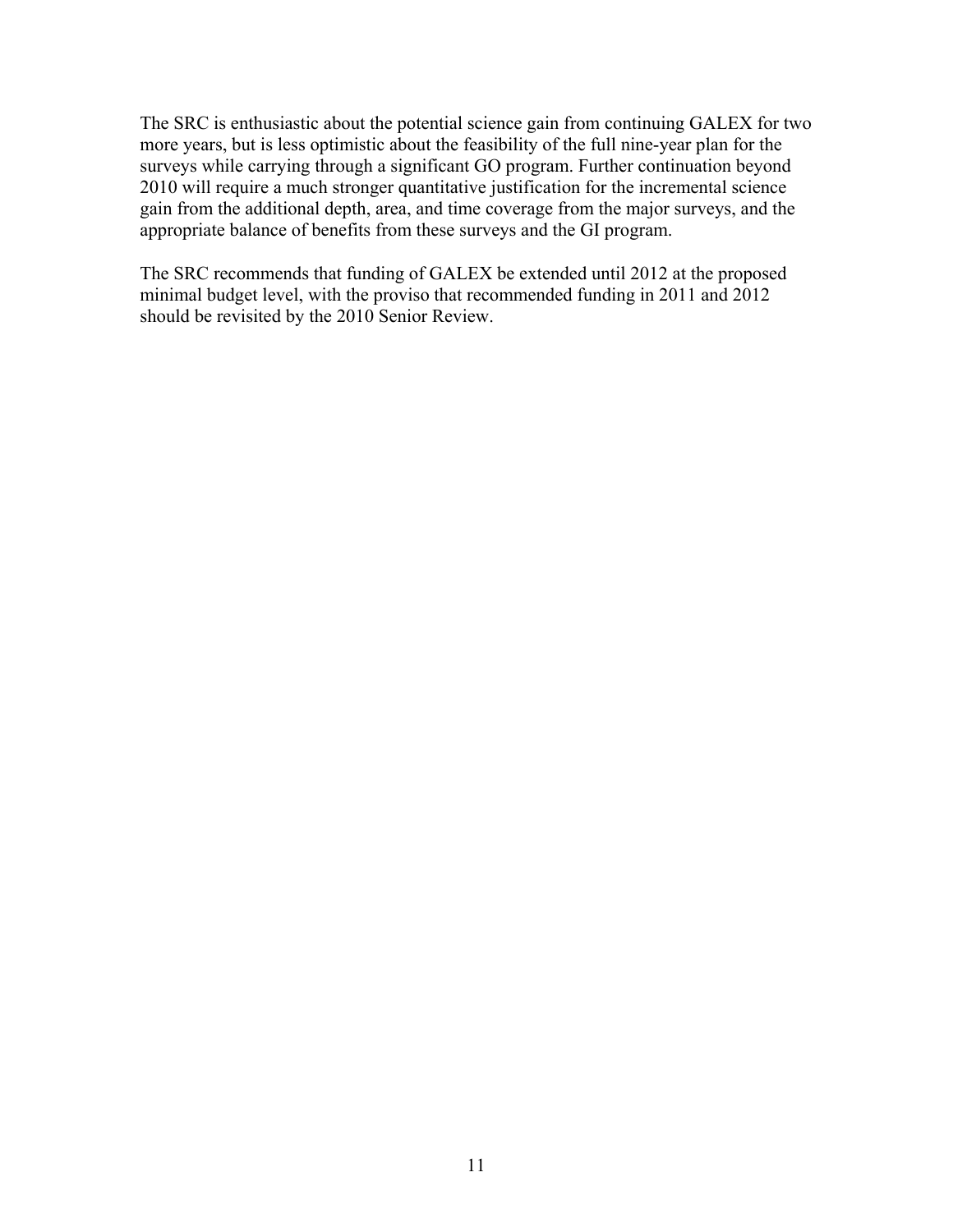The SRC is enthusiastic about the potential science gain from continuing GALEX for two more years, but is less optimistic about the feasibility of the full nine-year plan for the surveys while carrying through a significant GO program. Further continuation beyond 2010 will require a much stronger quantitative justification for the incremental science gain from the additional depth, area, and time coverage from the major surveys, and the appropriate balance of benefits from these surveys and the GI program.

The SRC recommends that funding of GALEX be extended until 2012 at the proposed minimal budget level, with the proviso that recommended funding in 2011 and 2012 should be revisited by the 2010 Senior Review.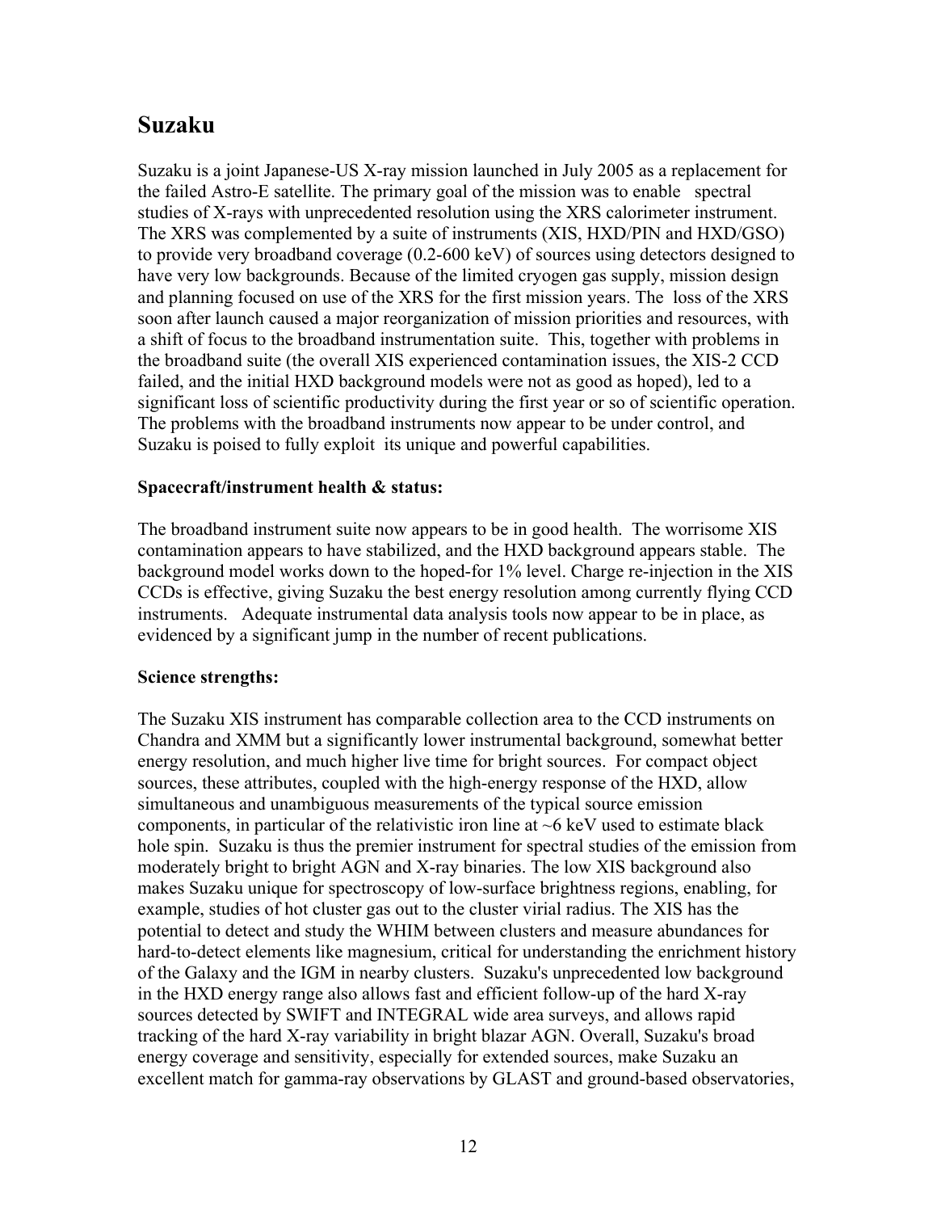## Suzaku

Suzaku is a joint Japanese-US X-ray mission launched in July 2005 as a replacement for the failed Astro-E satellite. The primary goal of the mission was to enable spectral studies of X-rays with unprecedented resolution using the XRS calorimeter instrument. The XRS was complemented by a suite of instruments (XIS, HXD/PIN and HXD/GSO) to provide very broadband coverage (0.2-600 keV) of sources using detectors designed to have very low backgrounds. Because of the limited cryogen gas supply, mission design and planning focused on use of the XRS for the first mission years. The loss of the XRS soon after launch caused a major reorganization of mission priorities and resources, with a shift of focus to the broadband instrumentation suite. This, together with problems in the broadband suite (the overall XIS experienced contamination issues, the XIS-2 CCD failed, and the initial HXD background models were not as good as hoped), led to a significant loss of scientific productivity during the first year or so of scientific operation. The problems with the broadband instruments now appear to be under control, and Suzaku is poised to fully exploit its unique and powerful capabilities.

**Spacecraft/instrument health & status:**

The broadband instrument suite now appears to be in good health. The worrisome XIS contamination appears to have stabilized, and the HXD background appears stable. The background model works down to the hoped-for 1% level. Charge re-injection in the XIS CCDs is effective, giving Suzaku the best energy resolution among currently flying CCD instruments. Adequate instrumental data analysis tools now appear to be in place, as evidenced by a significant jump in the number of recent publications.

**Science strengths:**

The Suzaku XIS instrument has comparable collection area to the CCD instruments on Chandra and XMM but a significantly lower instrumental background, somewhat better energy resolution, and much higher live time for bright sources. For compact object sources, these attributes, coupled with the high-energy response of the HXD, allow simultaneous and unambiguous measurements of the typical source emission components, in particular of the relativistic iron line at ~6 keV used to estimate black hole spin. Suzaku is thus the premier instrument for spectral studies of the emission from moderately bright to bright AGN and X-ray binaries. The low XIS background also makes Suzaku unique for spectroscopy of low-surface brightness regions, enabling, for example, studies of hot cluster gas out to the cluster virial radius. The XIS has the potential to detect and study the WHIM between clusters and measure abundances for hard-to-detect elements like magnesium, critical for understanding the enrichment history of the Galaxy and the IGM in nearby clusters. Suzaku's unprecedented low background in the HXD energy range also allows fast and efficient follow-up of the hard X-ray sources detected by SWIFT and INTEGRAL wide area surveys, and allows rapid tracking of the hard X-ray variability in bright blazar AGN. Overall, Suzaku's broad energy coverage and sensitivity, especially for extended sources, make Suzaku an excellent match for gamma-ray observations by GLAST and ground-based observatories,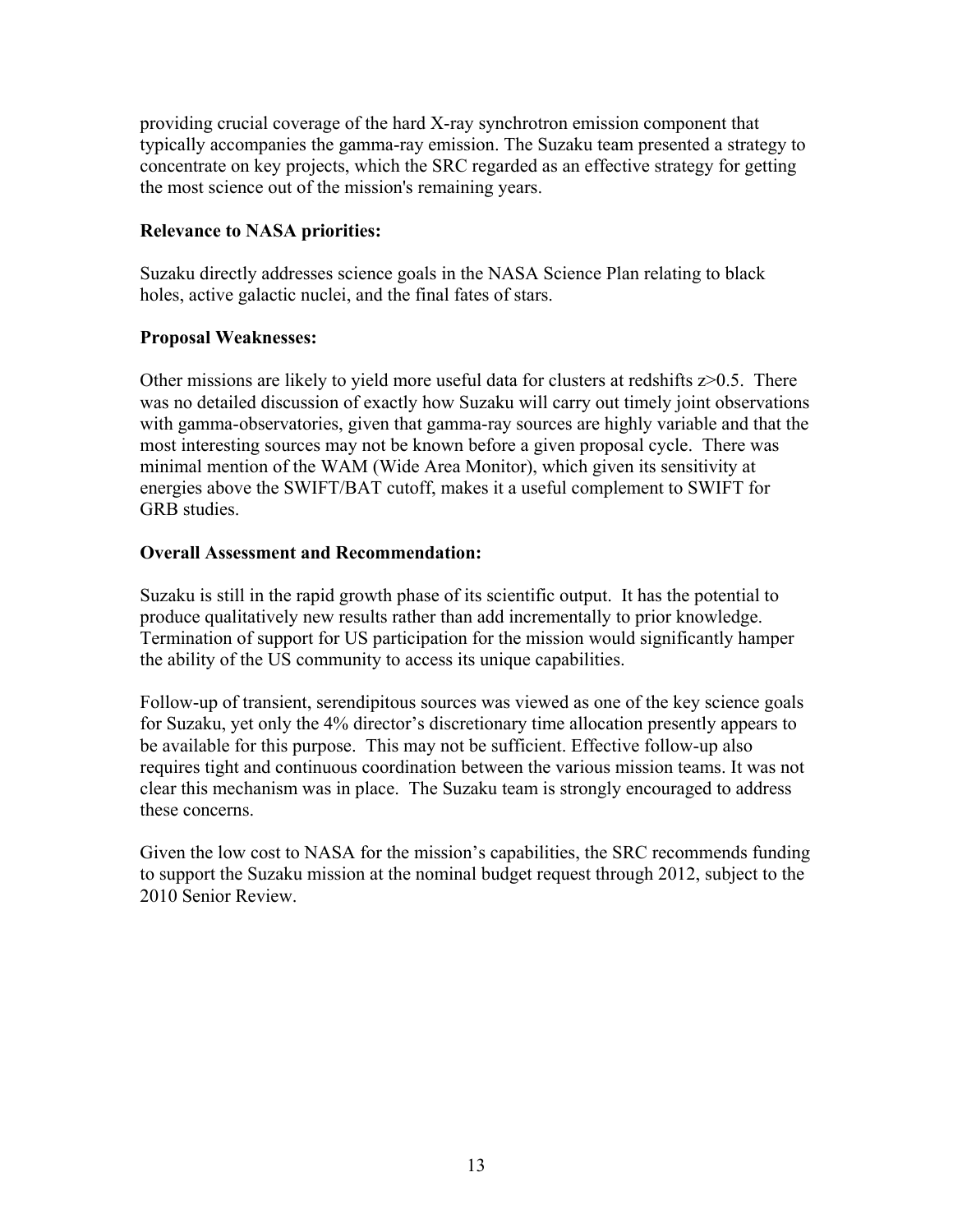providing crucial coverage of the hard X-ray synchrotron emission component that typically accompanies the gamma-ray emission. The Suzaku team presented a strategy to concentrate on key projects, which the SRC regarded as an effective strategy for getting the most science out of the mission's remaining years.

**Relevance to NASA priorities:**

Suzaku directly addresses science goals in the NASA Science Plan relating to black holes, active galactic nuclei, and the final fates of stars.

**Proposal Weaknesses:**

Other missions are likely to yield more useful data for clusters at redshifts $z>0.5$. There was no detailed discussion of exactly how Suzaku will carry out timely joint observations with gamma-observatories, given that gamma-ray sources are highly variable and that the most interesting sources may not be known before a given proposal cycle. There was minimal mention of the WAM (Wide Area Monitor), which given its sensitivity at energies above the SWIFT/BAT cutoff, makes it a useful complement to SWIFT for GRB studies.

**Overall Assessment and Recommendation:**

Suzaku is still in the rapid growth phase of its scientific output. It has the potential to produce qualitatively new results rather than add incrementally to prior knowledge. Termination of support for US participation for the mission would significantly hamper the ability of the US community to access its unique capabilities.

Follow-up of transient, serendipitous sources was viewed as one of the key science goals for Suzaku, yet only the 4% director's discretionary time allocation presently appears to be available for this purpose. This may not be sufficient. Effective follow-up also requires tight and continuous coordination between the various mission teams. It was not clear this mechanism was in place. The Suzaku team is strongly encouraged to address these concerns.

Given the low cost to NASA for the mission's capabilities, the SRC recommends funding to support the Suzaku mission at the nominal budget request through 2012, subject to the 2010 Senior Review.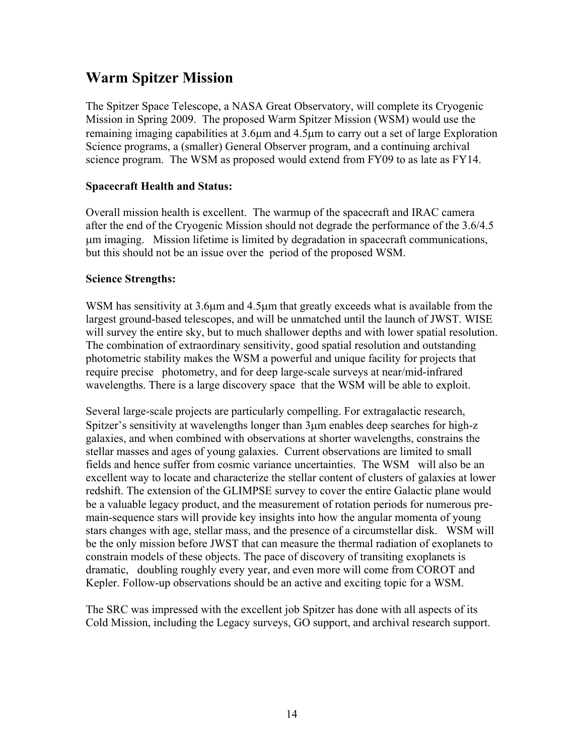## Warm Spitzer Mission

The Spitzer Space Telescope, a NASA Great Observatory, will complete its Cryogenic Mission in Spring 2009. The proposed Warm Spitzer Mission (WSM) would use the remaining imaging capabilities at 3.6μm and 4.5μm to carry out a set of large Exploration Science programs, a (smaller) General Observer program, and a continuing archival science program. The WSM as proposed would extend from FY09 to as late as FY14.

**Spacecraft Health and Status:**

Overall mission health is excellent. The warmup of the spacecraft and IRAC camera after the end of the Cryogenic Mission should not degrade the performance of the 3.6/4.5 μm imaging. Mission lifetime is limited by degradation in spacecraft communications, but this should not be an issue over the period of the proposed WSM.

**Science Strengths:**

WSM has sensitivity at 3.6μm and 4.5μm that greatly exceeds what is available from the largest ground-based telescopes, and will be unmatched until the launch of JWST. WISE will survey the entire sky, but to much shallower depths and with lower spatial resolution. The combination of extraordinary sensitivity, good spatial resolution and outstanding photometric stability makes the WSM a powerful and unique facility for projects that require precise photometry, and for deep large-scale surveys at near/mid-infrared wavelengths. There is a large discovery space that the WSM will be able to exploit.

Several large-scale projects are particularly compelling. For extragalactic research, Spitzer's sensitivity at wavelengths longer than 3μm enables deep searches for high-z galaxies, and when combined with observations at shorter wavelengths, constrains the stellar masses and ages of young galaxies. Current observations are limited to small fields and hence suffer from cosmic variance uncertainties. The WSM will also be an excellent way to locate and characterize the stellar content of clusters of galaxies at lower redshift. The extension of the GLIMPSE survey to cover the entire Galactic plane would be a valuable legacy product, and the measurement of rotation periods for numerous pre-main-sequence stars will provide key insights into how the angular momenta of young stars changes with age, stellar mass, and the presence of a circumstellar disk. WSM will be the only mission before JWST that can measure the thermal radiation of exoplanets to constrain models of these objects. The pace of discovery of transiting exoplanets is dramatic, doubling roughly every year, and even more will come from COROT and Kepler. Follow-up observations should be an active and exciting topic for a WSM.

The SRC was impressed with the excellent job Spitzer has done with all aspects of its Cold Mission, including the Legacy surveys, GO support, and archival research support.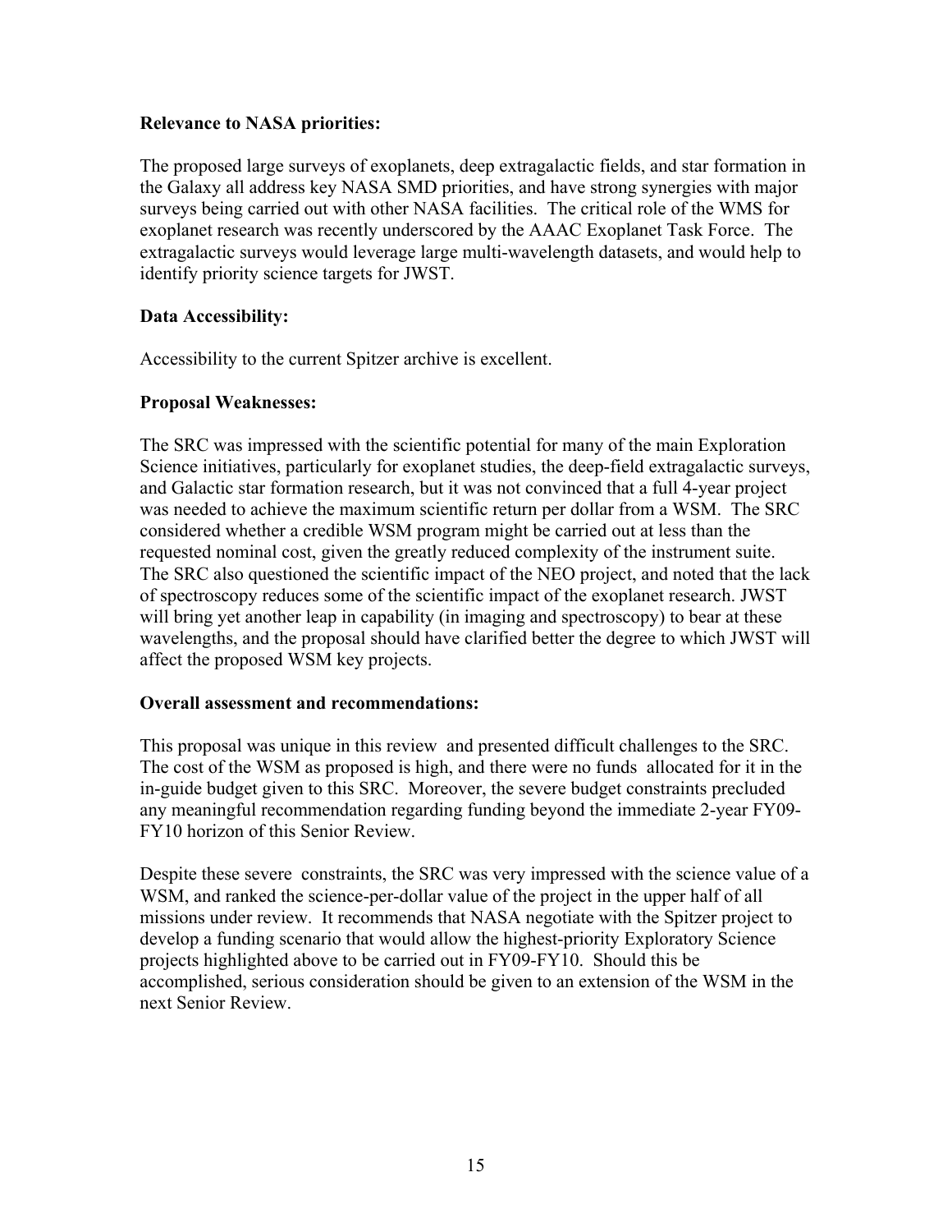**Relevance to NASA priorities:**

The proposed large surveys of exoplanets, deep extragalactic fields, and star formation in the Galaxy all address key NASA SMD priorities, and have strong synergies with major surveys being carried out with other NASA facilities. The critical role of the WMS for exoplanet research was recently underscored by the AAAC Exoplanet Task Force. The extragalactic surveys would leverage large multi-wavelength datasets, and would help to identify priority science targets for JWST.

**Data Accessibility:**

Accessibility to the current Spitzer archive is excellent.

**Proposal Weaknesses:**

The SRC was impressed with the scientific potential for many of the main Exploration Science initiatives, particularly for exoplanet studies, the deep-field extragalactic surveys, and Galactic star formation research, but it was not convinced that a full 4-year project was needed to achieve the maximum scientific return per dollar from a WSM. The SRC considered whether a credible WSM program might be carried out at less than the requested nominal cost, given the greatly reduced complexity of the instrument suite. The SRC also questioned the scientific impact of the NEO project, and noted that the lack of spectroscopy reduces some of the scientific impact of the exoplanet research. JWST will bring yet another leap in capability (in imaging and spectroscopy) to bear at these wavelengths, and the proposal should have clarified better the degree to which JWST will affect the proposed WSM key projects.

**Overall assessment and recommendations:**

This proposal was unique in this review and presented difficult challenges to the SRC. The cost of the WSM as proposed is high, and there were no funds allocated for it in the in-guide budget given to this SRC. Moreover, the severe budget constraints precluded any meaningful recommendation regarding funding beyond the immediate 2-year FY09-FY10 horizon of this Senior Review.

Despite these severe constraints, the SRC was very impressed with the science value of a WSM, and ranked the science-per-dollar value of the project in the upper half of all missions under review. It recommends that NASA negotiate with the Spitzer project to develop a funding scenario that would allow the highest-priority Exploratory Science projects highlighted above to be carried out in FY09-FY10. Should this be accomplished, serious consideration should be given to an extension of the WSM in the next Senior Review.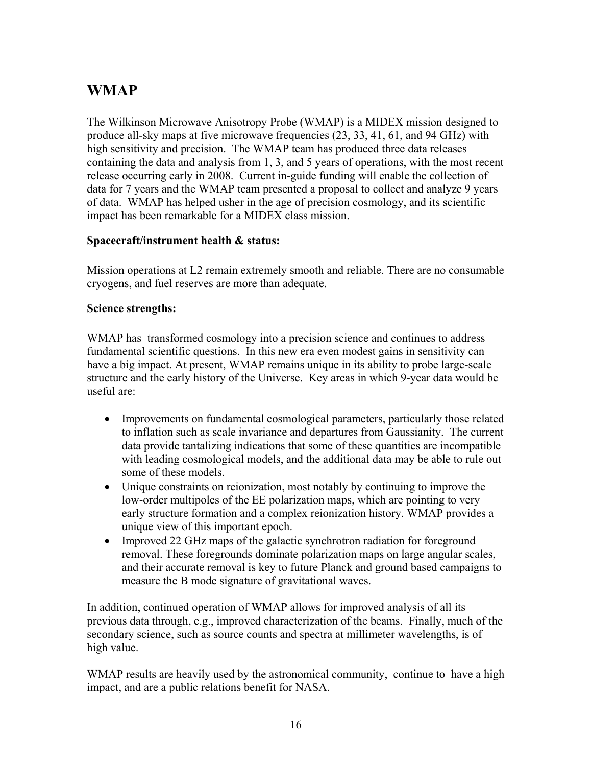## WMAP

The Wilkinson Microwave Anisotropy Probe (WMAP) is a MIDEX mission designed to produce all-sky maps at five microwave frequencies (23, 33, 41, 61, and 94 GHz) with high sensitivity and precision. The WMAP team has produced three data releases containing the data and analysis from 1, 3, and 5 years of operations, with the most recent release occurring early in 2008. Current in-guide funding will enable the collection of data for 7 years and the WMAP team presented a proposal to collect and analyze 9 years of data. WMAP has helped usher in the age of precision cosmology, and its scientific impact has been remarkable for a MIDEX class mission.

**Spacecraft/instrument health & status:**

Mission operations at L2 remain extremely smooth and reliable. There are no consumable cryogens, and fuel reserves are more than adequate.

**Science strengths:**

WMAP has transformed cosmology into a precision science and continues to address fundamental scientific questions. In this new era even modest gains in sensitivity can have a big impact. At present, WMAP remains unique in its ability to probe large-scale structure and the early history of the Universe. Key areas in which 9-year data would be useful are:

- Improvements on fundamental cosmological parameters, particularly those related to inflation such as scale invariance and departures from Gaussianity. The current data provide tantalizing indications that some of these quantities are incompatible with leading cosmological models, and the additional data may be able to rule out some of these models.
- Unique constraints on reionization, most notably by continuing to improve the low-order multipoles of the EE polarization maps, which are pointing to very early structure formation and a complex reionization history. WMAP provides a unique view of this important epoch.
- Improved 22 GHz maps of the galactic synchrotron radiation for foreground removal. These foregrounds dominate polarization maps on large angular scales, and their accurate removal is key to future Planck and ground based campaigns to measure the B mode signature of gravitational waves.

In addition, continued operation of WMAP allows for improved analysis of all its previous data through, e.g., improved characterization of the beams. Finally, much of the secondary science, such as source counts and spectra at millimeter wavelengths, is of high value.

WMAP results are heavily used by the astronomical community, continue to have a high impact, and are a public relations benefit for NASA.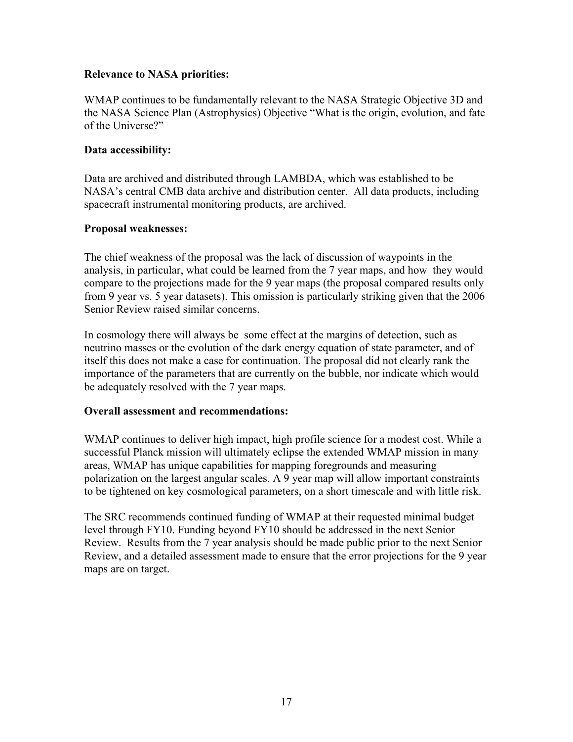**Relevance to NASA priorities:**

WMAP continues to be fundamentally relevant to the NASA Strategic Objective 3D and the NASA Science Plan (Astrophysics) Objective "What is the origin, evolution, and fate of the Universe?"

**Data accessibility:**

Data are archived and distributed through LAMBDA, which was established to be NASA's central CMB data archive and distribution center. All data products, including spacecraft instrumental monitoring products, are archived.

**Proposal weaknesses:**

The chief weakness of the proposal was the lack of discussion of waypoints in the analysis, in particular, what could be learned from the 7 year maps, and how they would compare to the projections made for the 9 year maps (the proposal compared results only from 9 year vs. 5 year datasets). This omission is particularly striking given that the 2006 Senior Review raised similar concerns.

In cosmology there will always be some effect at the margins of detection, such as neutrino masses or the evolution of the dark energy equation of state parameter, and of itself this does not make a case for continuation. The proposal did not clearly rank the importance of the parameters that are currently on the bubble, nor indicate which would be adequately resolved with the 7 year maps.

**Overall assessment and recommendations:**

WMAP continues to deliver high impact, high profile science for a modest cost. While a successful Planck mission will ultimately eclipse the extended WMAP mission in many areas, WMAP has unique capabilities for mapping foregrounds and measuring polarization on the largest angular scales. A 9 year map will allow important constraints to be tightened on key cosmological parameters, on a short timescale and with little risk.

The SRC recommends continued funding of WMAP at their requested minimal budget level through FY10. Funding beyond FY10 should be addressed in the next Senior Review. Results from the 7 year analysis should be made public prior to the next Senior Review, and a detailed assessment made to ensure that the error projections for the 9 year maps are on target.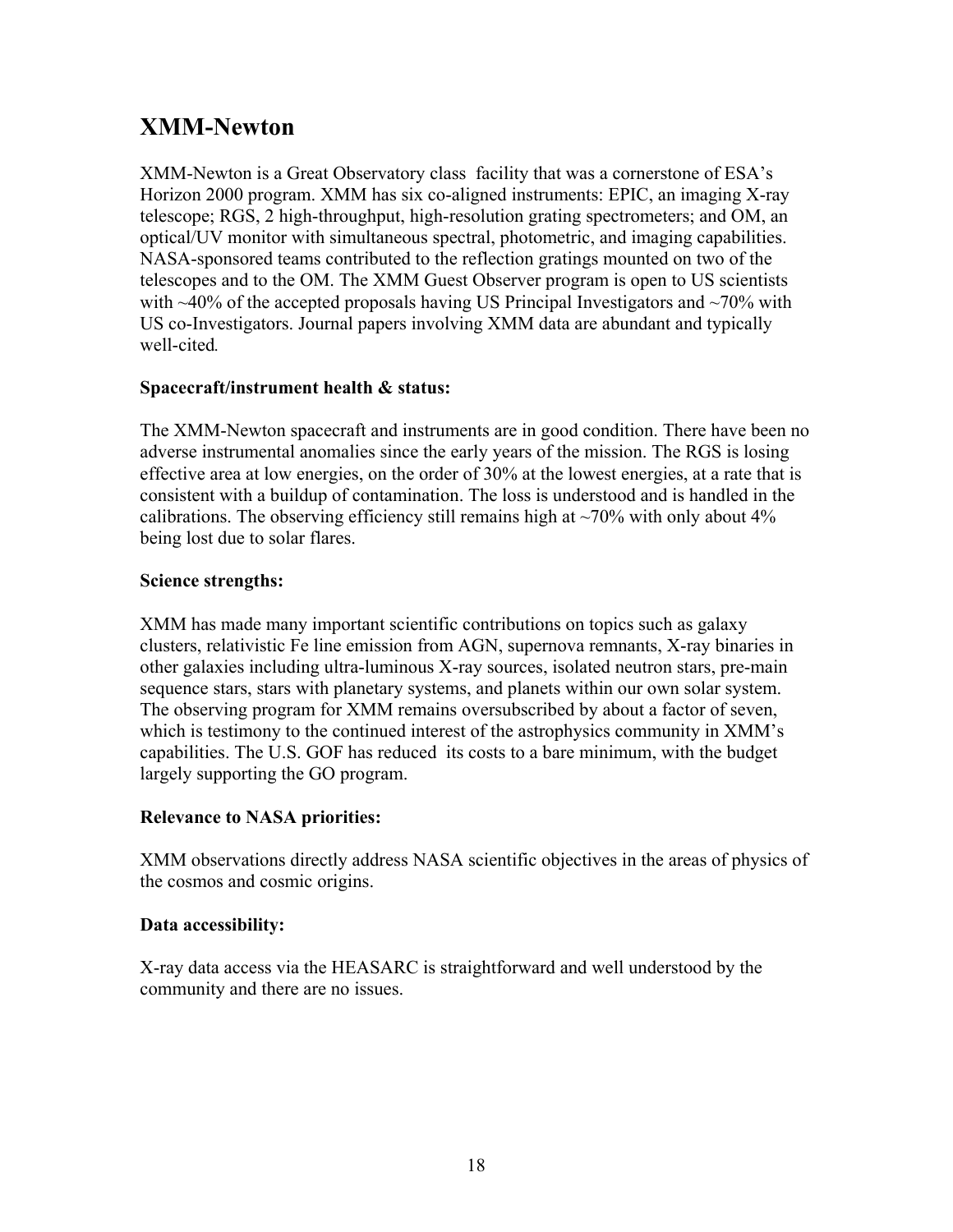# XMM-Newton

XMM-Newton is a Great Observatory class facility that was a cornerstone of ESA's Horizon 2000 program. XMM has six co-aligned instruments: EPIC, an imaging X-ray telescope; RGS, 2 high-throughput, high-resolution grating spectrometers; and OM, an optical/UV monitor with simultaneous spectral, photometric, and imaging capabilities. NASA-sponsored teams contributed to the reflection gratings mounted on two of the telescopes and to the OM. The XMM Guest Observer program is open to US scientists with ~40% of the accepted proposals having US Principal Investigators and ~70% with US co-Investigators. Journal papers involving XMM data are abundant and typically well-cited.

**Spacecraft/instrument health & status:**

The XMM-Newton spacecraft and instruments are in good condition. There have been no adverse instrumental anomalies since the early years of the mission. The RGS is losing effective area at low energies, on the order of 30% at the lowest energies, at a rate that is consistent with a buildup of contamination. The loss is understood and is handled in the calibrations. The observing efficiency still remains high at ~70% with only about 4% being lost due to solar flares.

**Science strengths:**

XMM has made many important scientific contributions on topics such as galaxy clusters, relativistic Fe line emission from AGN, supernova remnants, X-ray binaries in other galaxies including ultra-luminous X-ray sources, isolated neutron stars, pre-main sequence stars, stars with planetary systems, and planets within our own solar system. The observing program for XMM remains oversubscribed by about a factor of seven, which is testimony to the continued interest of the astrophysics community in XMM's capabilities. The U.S. GOF has reduced its costs to a bare minimum, with the budget largely supporting the GO program.

**Relevance to NASA priorities:**

XMM observations directly address NASA scientific objectives in the areas of physics of the cosmos and cosmic origins.

**Data accessibility:**

X-ray data access via the HEASARC is straightforward and well understood by the community and there are no issues.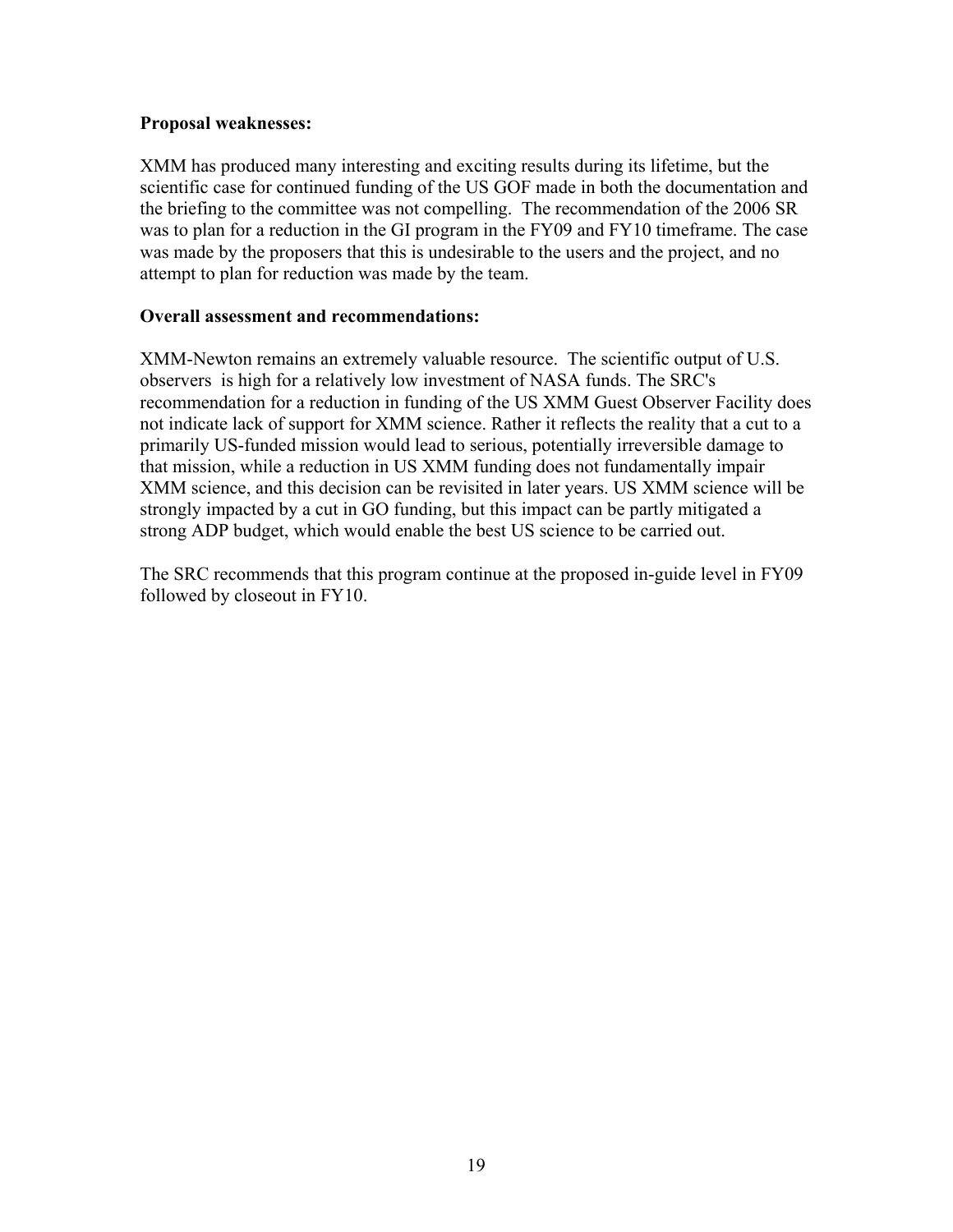**Proposal weaknesses:**

XMM has produced many interesting and exciting results during its lifetime, but the scientific case for continued funding of the US GOF made in both the documentation and the briefing to the committee was not compelling. The recommendation of the 2006 SR was to plan for a reduction in the GI program in the FY09 and FY10 timeframe. The case was made by the proposers that this is undesirable to the users and the project, and no attempt to plan for reduction was made by the team.

**Overall assessment and recommendations:**

XMM-Newton remains an extremely valuable resource. The scientific output of U.S. observers is high for a relatively low investment of NASA funds. The SRC's recommendation for a reduction in funding of the US XMM Guest Observer Facility does not indicate lack of support for XMM science. Rather it reflects the reality that a cut to a primarily US-funded mission would lead to serious, potentially irreversible damage to that mission, while a reduction in US XMM funding does not fundamentally impair XMM science, and this decision can be revisited in later years. US XMM science will be strongly impacted by a cut in GO funding, but this impact can be partly mitigated a strong ADP budget, which would enable the best US science to be carried out.

The SRC recommends that this program continue at the proposed in-guide level in FY09 followed by closeout in FY10.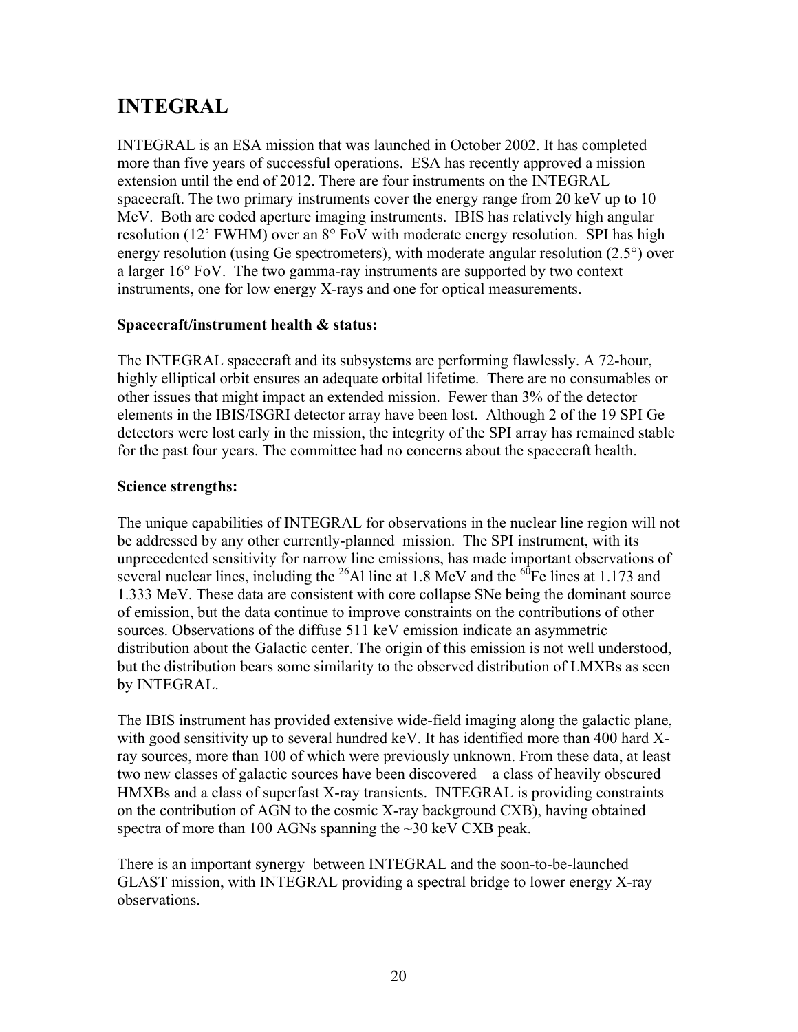# INTEGRAL

INTEGRAL is an ESA mission that was launched in October 2002. It has completed more than five years of successful operations. ESA has recently approved a mission extension until the end of 2012. There are four instruments on the INTEGRAL spacecraft. The two primary instruments cover the energy range from 20 keV up to 10 MeV. Both are coded aperture imaging instruments. IBIS has relatively high angular resolution (12' FWHM) over an 8° FoV with moderate energy resolution. SPI has high energy resolution (using Ge spectrometers), with moderate angular resolution (2.5°) over a larger 16° FoV. The two gamma-ray instruments are supported by two context instruments, one for low energy X-rays and one for optical measurements.

**Spacecraft/instrument health & status:**

The INTEGRAL spacecraft and its subsystems are performing flawlessly. A 72-hour, highly elliptical orbit ensures an adequate orbital lifetime. There are no consumables or other issues that might impact an extended mission. Fewer than 3% of the detector elements in the IBIS/ISGRI detector array have been lost. Although 2 of the 19 SPI Ge detectors were lost early in the mission, the integrity of the SPI array has remained stable for the past four years. The committee had no concerns about the spacecraft health.

**Science strengths:**

The unique capabilities of INTEGRAL for observations in the nuclear line region will not be addressed by any other currently-planned mission. The SPI instrument, with its unprecedented sensitivity for narrow line emissions, has made important observations of several nuclear lines, including the $^{26}$Al line at 1.8 MeV and the $^{60}$Fe lines at 1.173 and 1.333 MeV. These data are consistent with core collapse SNe being the dominant source of emission, but the data continue to improve constraints on the contributions of other sources. Observations of the diffuse 511 keV emission indicate an asymmetric distribution about the Galactic center. The origin of this emission is not well understood, but the distribution bears some similarity to the observed distribution of LMXBs as seen by INTEGRAL.

The IBIS instrument has provided extensive wide-field imaging along the galactic plane, with good sensitivity up to several hundred keV. It has identified more than 400 hard X-ray sources, more than 100 of which were previously unknown. From these data, at least two new classes of galactic sources have been discovered – a class of heavily obscured HMXBs and a class of superfast X-ray transients. INTEGRAL is providing constraints on the contribution of AGN to the cosmic X-ray background CXB), having obtained spectra of more than 100 AGNs spanning the ~30 keV CXB peak.

There is an important synergy between INTEGRAL and the soon-to-be-launched GLAST mission, with INTEGRAL providing a spectral bridge to lower energy X-ray observations.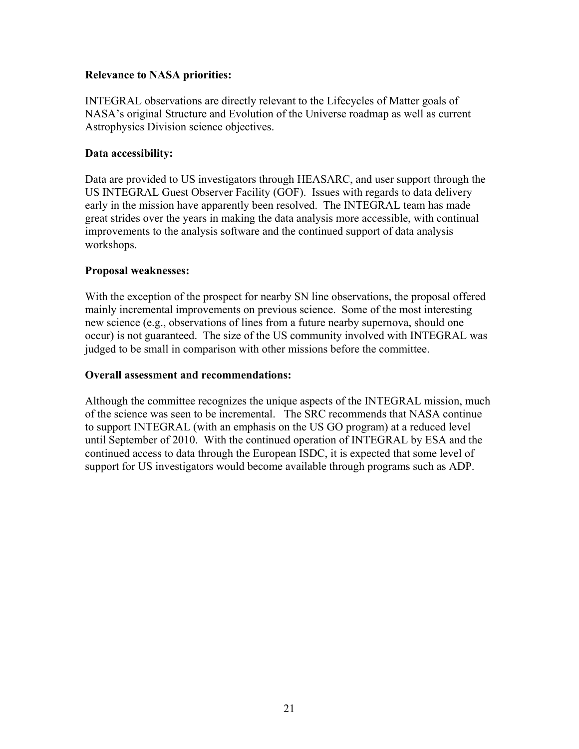**Relevance to NASA priorities:**

INTEGRAL observations are directly relevant to the Lifecycles of Matter goals of NASA's original Structure and Evolution of the Universe roadmap as well as current Astrophysics Division science objectives.

**Data accessibility:**

Data are provided to US investigators through HEASARC, and user support through the US INTEGRAL Guest Observer Facility (GOF). Issues with regards to data delivery early in the mission have apparently been resolved. The INTEGRAL team has made great strides over the years in making the data analysis more accessible, with continual improvements to the analysis software and the continued support of data analysis workshops.

**Proposal weaknesses:**

With the exception of the prospect for nearby SN line observations, the proposal offered mainly incremental improvements on previous science. Some of the most interesting new science (e.g., observations of lines from a future nearby supernova, should one occur) is not guaranteed. The size of the US community involved with INTEGRAL was judged to be small in comparison with other missions before the committee.

**Overall assessment and recommendations:**

Although the committee recognizes the unique aspects of the INTEGRAL mission, much of the science was seen to be incremental. The SRC recommends that NASA continue to support INTEGRAL (with an emphasis on the US GO program) at a reduced level until September of 2010. With the continued operation of INTEGRAL by ESA and the continued access to data through the European ISDC, it is expected that some level of support for US investigators would become available through programs such as ADP.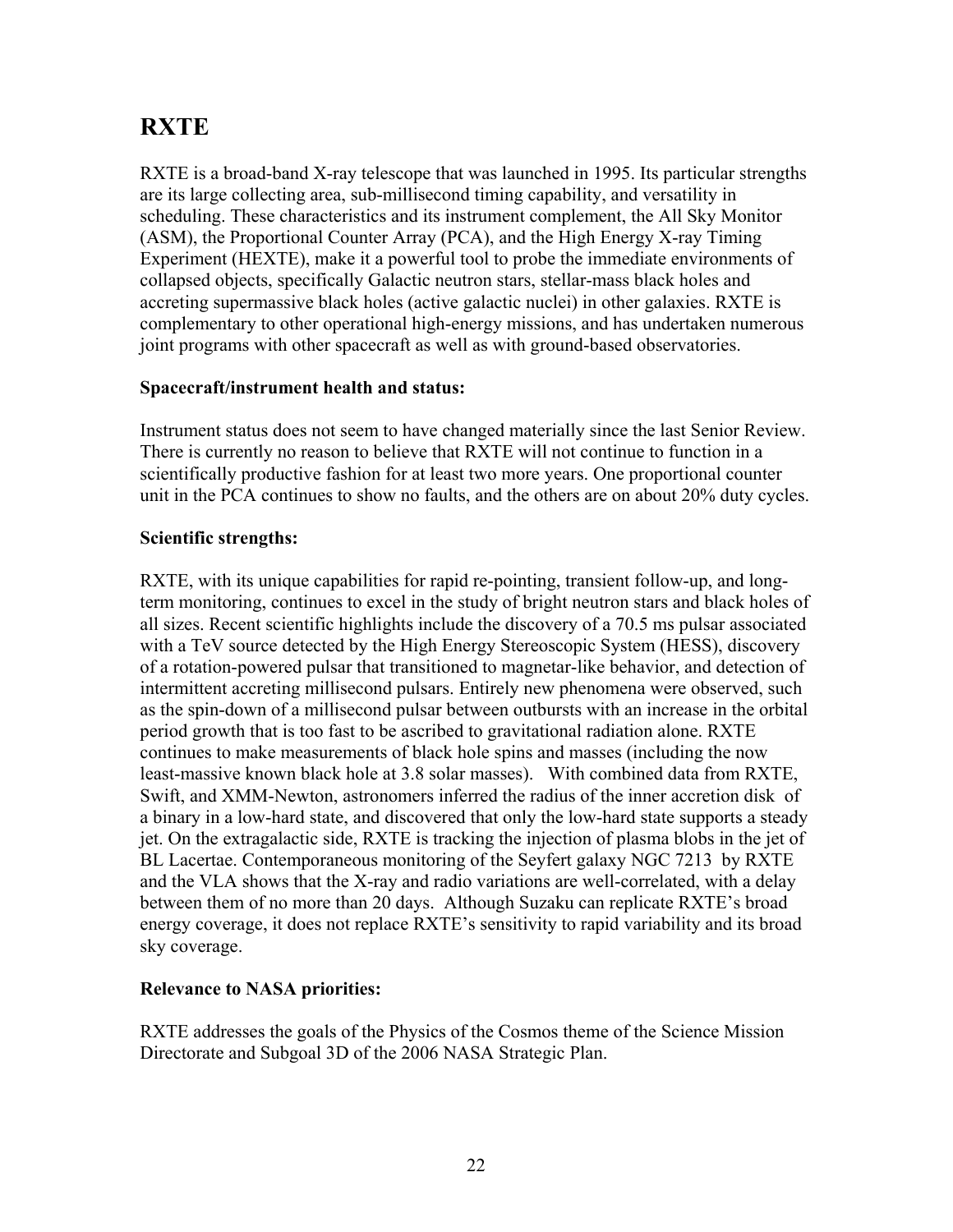# RXTE

RXTE is a broad-band X-ray telescope that was launched in 1995. Its particular strengths are its large collecting area, sub-millisecond timing capability, and versatility in scheduling. These characteristics and its instrument complement, the All Sky Monitor (ASM), the Proportional Counter Array (PCA), and the High Energy X-ray Timing Experiment (HEXTE), make it a powerful tool to probe the immediate environments of collapsed objects, specifically Galactic neutron stars, stellar-mass black holes and accreting supermassive black holes (active galactic nuclei) in other galaxies. RXTE is complementary to other operational high-energy missions, and has undertaken numerous joint programs with other spacecraft as well as with ground-based observatories.

**Spacecraft/instrument health and status:**

Instrument status does not seem to have changed materially since the last Senior Review. There is currently no reason to believe that RXTE will not continue to function in a scientifically productive fashion for at least two more years. One proportional counter unit in the PCA continues to show no faults, and the others are on about 20% duty cycles.

**Scientific strengths:**

RXTE, with its unique capabilities for rapid re-pointing, transient follow-up, and long-term monitoring, continues to excel in the study of bright neutron stars and black holes of all sizes. Recent scientific highlights include the discovery of a 70.5 ms pulsar associated with a TeV source detected by the High Energy Stereoscopic System (HESS), discovery of a rotation-powered pulsar that transitioned to magnetar-like behavior, and detection of intermittent accreting millisecond pulsars. Entirely new phenomena were observed, such as the spin-down of a millisecond pulsar between outbursts with an increase in the orbital period growth that is too fast to be ascribed to gravitational radiation alone. RXTE continues to make measurements of black hole spins and masses (including the now least-massive known black hole at 3.8 solar masses). With combined data from RXTE, Swift, and XMM-Newton, astronomers inferred the radius of the inner accretion disk of a binary in a low-hard state, and discovered that only the low-hard state supports a steady jet. On the extragalactic side, RXTE is tracking the injection of plasma blobs in the jet of BL Lacertae. Contemporaneous monitoring of the Seyfert galaxy NGC 7213 by RXTE and the VLA shows that the X-ray and radio variations are well-correlated, with a delay between them of no more than 20 days. Although Suzaku can replicate RXTE's broad energy coverage, it does not replace RXTE's sensitivity to rapid variability and its broad sky coverage.

**Relevance to NASA priorities:**

RXTE addresses the goals of the Physics of the Cosmos theme of the Science Mission Directorate and Subgoal 3D of the 2006 NASA Strategic Plan.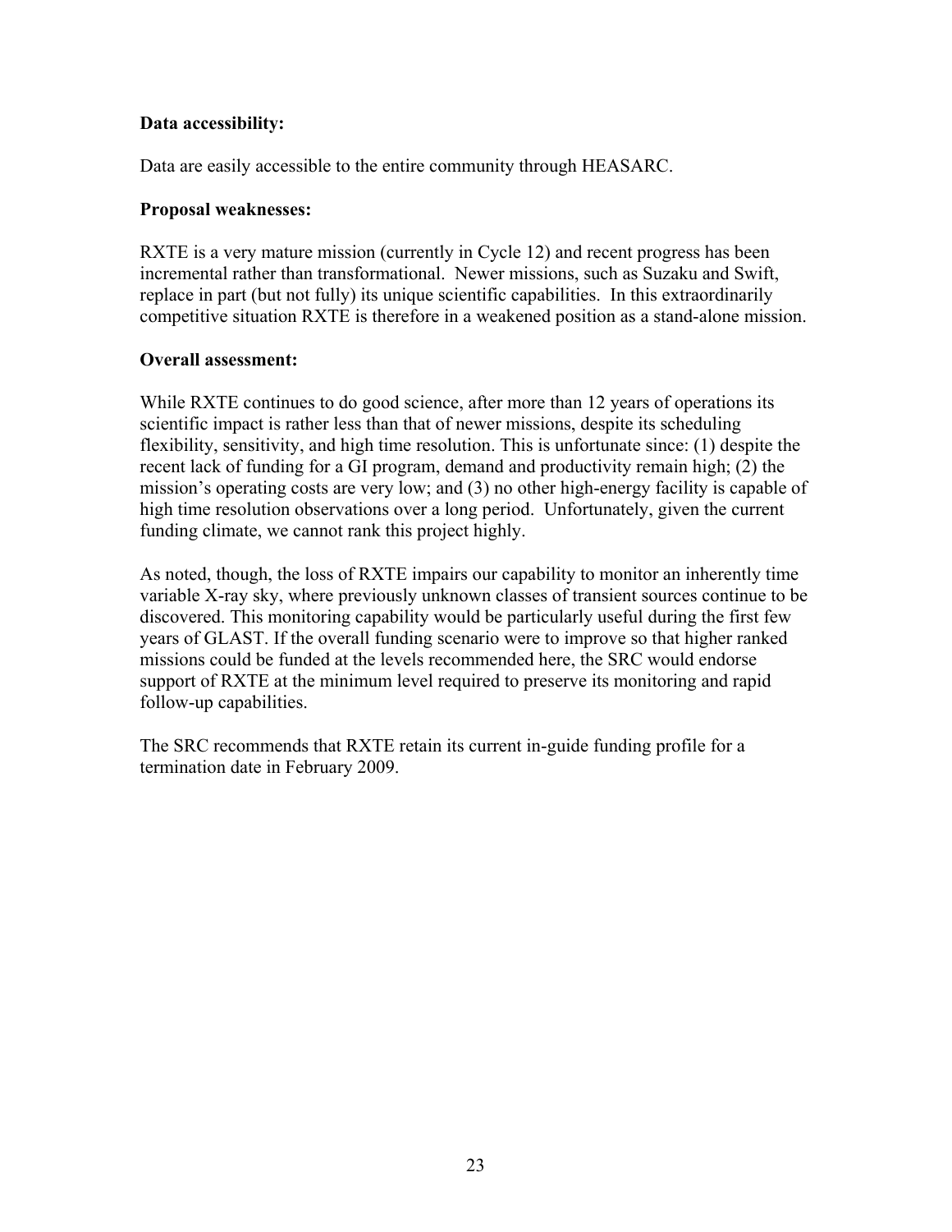**Data accessibility:**

Data are easily accessible to the entire community through HEASARC.

**Proposal weaknesses:**

RXTE is a very mature mission (currently in Cycle 12) and recent progress has been incremental rather than transformational. Newer missions, such as Suzaku and Swift, replace in part (but not fully) its unique scientific capabilities. In this extraordinarily competitive situation RXTE is therefore in a weakened position as a stand-alone mission.

**Overall assessment:**

While RXTE continues to do good science, after more than 12 years of operations its scientific impact is rather less than that of newer missions, despite its scheduling flexibility, sensitivity, and high time resolution. This is unfortunate since: (1) despite the recent lack of funding for a GI program, demand and productivity remain high; (2) the mission's operating costs are very low; and (3) no other high-energy facility is capable of high time resolution observations over a long period. Unfortunately, given the current funding climate, we cannot rank this project highly.

As noted, though, the loss of RXTE impairs our capability to monitor an inherently time variable X-ray sky, where previously unknown classes of transient sources continue to be discovered. This monitoring capability would be particularly useful during the first few years of GLAST. If the overall funding scenario were to improve so that higher ranked missions could be funded at the levels recommended here, the SRC would endorse support of RXTE at the minimum level required to preserve its monitoring and rapid follow-up capabilities.

The SRC recommends that RXTE retain its current in-guide funding profile for a termination date in February 2009.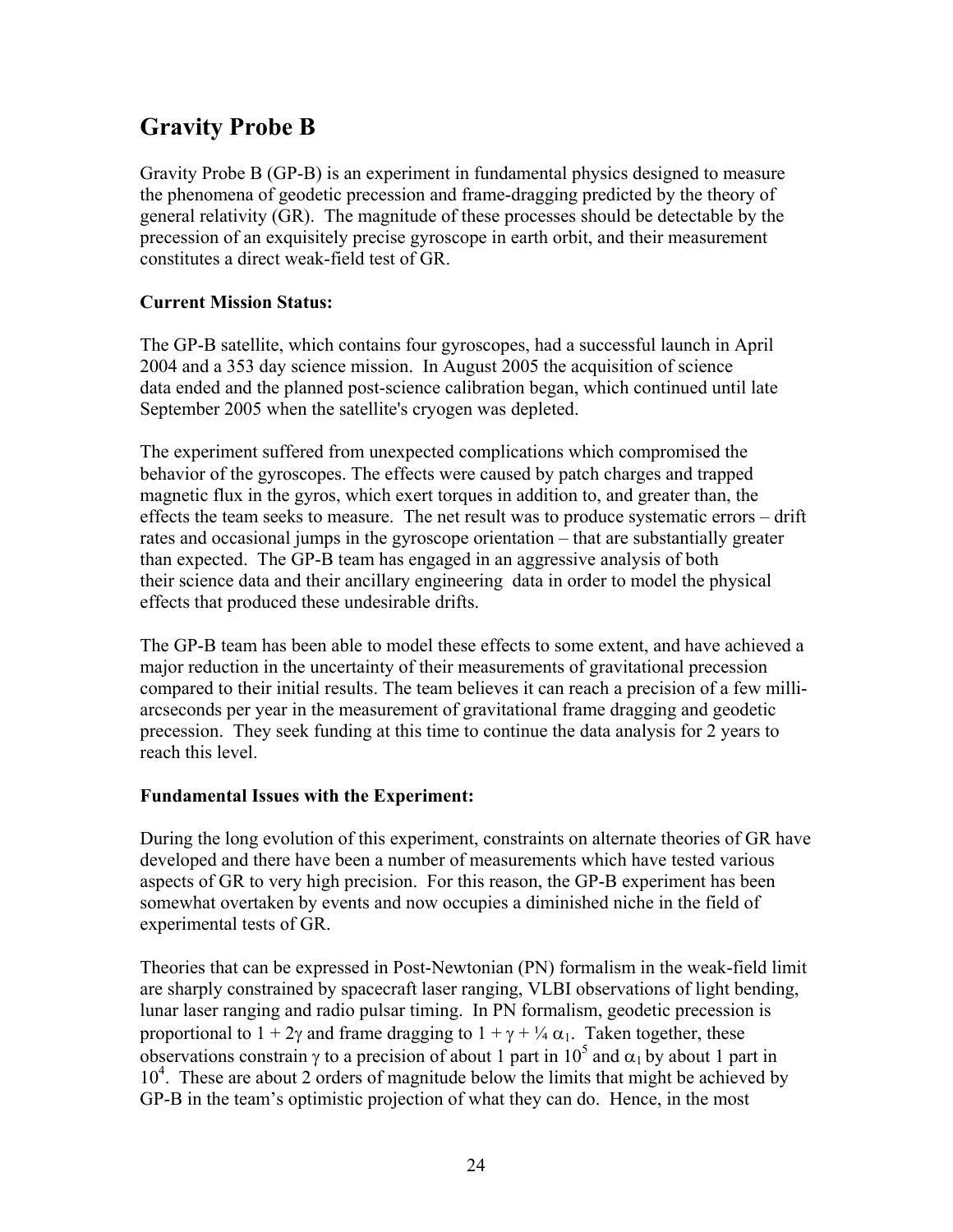## Gravity Probe B

Gravity Probe B (GP-B) is an experiment in fundamental physics designed to measure the phenomena of geodetic precession and frame-dragging predicted by the theory of general relativity (GR). The magnitude of these processes should be detectable by the precession of an exquisitely precise gyroscope in earth orbit, and their measurement constitutes a direct weak-field test of GR.

**Current Mission Status:**

The GP-B satellite, which contains four gyroscopes, had a successful launch in April 2004 and a 353 day science mission. In August 2005 the acquisition of science data ended and the planned post-science calibration began, which continued until late September 2005 when the satellite's cryogen was depleted.

The experiment suffered from unexpected complications which compromised the behavior of the gyroscopes. The effects were caused by patch charges and trapped magnetic flux in the gyros, which exert torques in addition to, and greater than, the effects the team seeks to measure. The net result was to produce systematic errors – drift rates and occasional jumps in the gyroscope orientation – that are substantially greater than expected. The GP-B team has engaged in an aggressive analysis of both their science data and their ancillary engineering data in order to model the physical effects that produced these undesirable drifts.

The GP-B team has been able to model these effects to some extent, and have achieved a major reduction in the uncertainty of their measurements of gravitational precession compared to their initial results. The team believes it can reach a precision of a few milli-arcseconds per year in the measurement of gravitational frame dragging and geodetic precession. They seek funding at this time to continue the data analysis for 2 years to reach this level.

**Fundamental Issues with the Experiment:**

During the long evolution of this experiment, constraints on alternate theories of GR have developed and there have been a number of measurements which have tested various aspects of GR to very high precision. For this reason, the GP-B experiment has been somewhat overtaken by events and now occupies a diminished niche in the field of experimental tests of GR.

Theories that can be expressed in Post-Newtonian (PN) formalism in the weak-field limit are sharply constrained by spacecraft laser ranging, VLBI observations of light bending, lunar laser ranging and radio pulsar timing. In PN formalism, geodetic precession is proportional to $1 + 2\gamma$ and frame dragging to $1 + \gamma + \frac{1}{4}\alpha_1$. Taken together, these observations constrain $\gamma$ to a precision of about 1 part in $10^5$ and $\alpha_1$ by about 1 part in $10^4$. These are about 2 orders of magnitude below the limits that might be achieved by GP-B in the team's optimistic projection of what they can do. Hence, in the most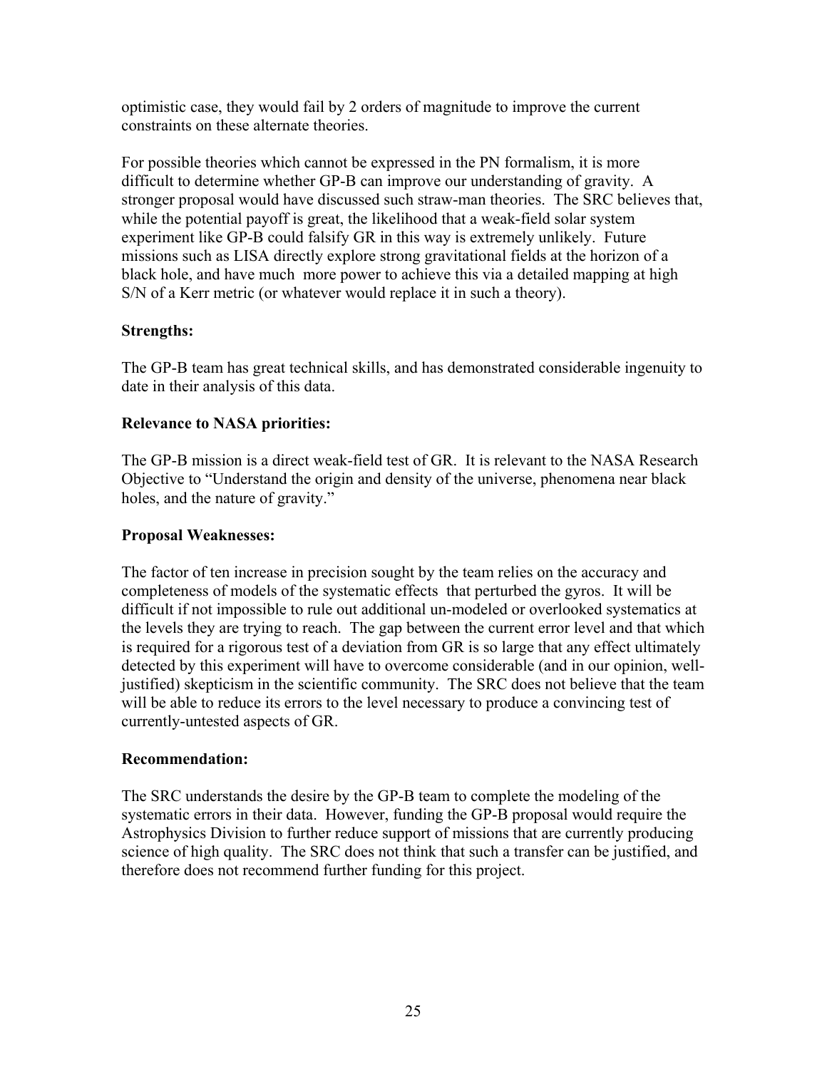optimistic case, they would fail by 2 orders of magnitude to improve the current constraints on these alternate theories.

For possible theories which cannot be expressed in the PN formalism, it is more difficult to determine whether GP-B can improve our understanding of gravity. A stronger proposal would have discussed such straw-man theories. The SRC believes that, while the potential payoff is great, the likelihood that a weak-field solar system experiment like GP-B could falsify GR in this way is extremely unlikely. Future missions such as LISA directly explore strong gravitational fields at the horizon of a black hole, and have much more power to achieve this via a detailed mapping at high S/N of a Kerr metric (or whatever would replace it in such a theory).

**Strengths:**

The GP-B team has great technical skills, and has demonstrated considerable ingenuity to date in their analysis of this data.

**Relevance to NASA priorities:**

The GP-B mission is a direct weak-field test of GR. It is relevant to the NASA Research Objective to "Understand the origin and density of the universe, phenomena near black holes, and the nature of gravity."

**Proposal Weaknesses:**

The factor of ten increase in precision sought by the team relies on the accuracy and completeness of models of the systematic effects that perturbed the gyros. It will be difficult if not impossible to rule out additional un-modeled or overlooked systematics at the levels they are trying to reach. The gap between the current error level and that which is required for a rigorous test of a deviation from GR is so large that any effect ultimately detected by this experiment will have to overcome considerable (and in our opinion, well-justified) skepticism in the scientific community. The SRC does not believe that the team will be able to reduce its errors to the level necessary to produce a convincing test of currently-untested aspects of GR.

**Recommendation:**

The SRC understands the desire by the GP-B team to complete the modeling of the systematic errors in their data. However, funding the GP-B proposal would require the Astrophysics Division to further reduce support of missions that are currently producing science of high quality. The SRC does not think that such a transfer can be justified, and therefore does not recommend further funding for this project.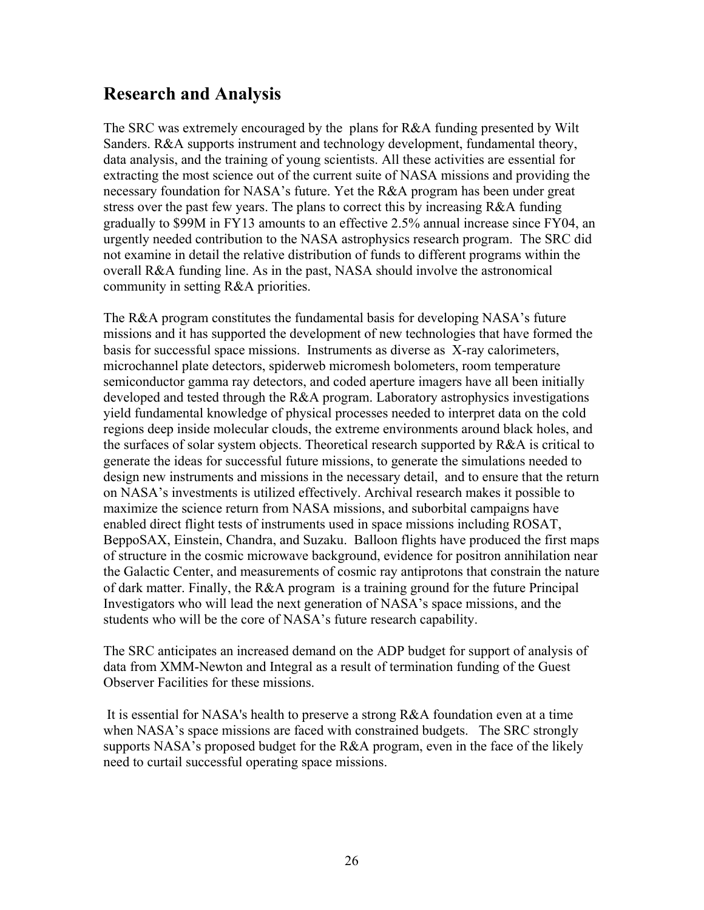## Research and Analysis

The SRC was extremely encouraged by the plans for R&A funding presented by Wilt Sanders. R&A supports instrument and technology development, fundamental theory, data analysis, and the training of young scientists. All these activities are essential for extracting the most science out of the current suite of NASA missions and providing the necessary foundation for NASA's future. Yet the R&A program has been under great stress over the past few years. The plans to correct this by increasing R&A funding gradually to $99M in FY13 amounts to an effective 2.5% annual increase since FY04, an urgently needed contribution to the NASA astrophysics research program. The SRC did not examine in detail the relative distribution of funds to different programs within the overall R&A funding line. As in the past, NASA should involve the astronomical community in setting R&A priorities.

The R&A program constitutes the fundamental basis for developing NASA's future missions and it has supported the development of new technologies that have formed the basis for successful space missions. Instruments as diverse as X-ray calorimeters, microchannel plate detectors, spiderweb micromesh bolometers, room temperature semiconductor gamma ray detectors, and coded aperture imagers have all been initially developed and tested through the R&A program. Laboratory astrophysics investigations yield fundamental knowledge of physical processes needed to interpret data on the cold regions deep inside molecular clouds, the extreme environments around black holes, and the surfaces of solar system objects. Theoretical research supported by R&A is critical to generate the ideas for successful future missions, to generate the simulations needed to design new instruments and missions in the necessary detail, and to ensure that the return on NASA's investments is utilized effectively. Archival research makes it possible to maximize the science return from NASA missions, and suborbital campaigns have enabled direct flight tests of instruments used in space missions including ROSAT, BeppoSAX, Einstein, Chandra, and Suzaku. Balloon flights have produced the first maps of structure in the cosmic microwave background, evidence for positron annihilation near the Galactic Center, and measurements of cosmic ray antiprotons that constrain the nature of dark matter. Finally, the R&A program is a training ground for the future Principal Investigators who will lead the next generation of NASA's space missions, and the students who will be the core of NASA's future research capability.

The SRC anticipates an increased demand on the ADP budget for support of analysis of data from XMM-Newton and Integral as a result of termination funding of the Guest Observer Facilities for these missions.

It is essential for NASA's health to preserve a strong R&A foundation even at a time when NASA's space missions are faced with constrained budgets. The SRC strongly supports NASA's proposed budget for the R&A program, even in the face of the likely need to curtail successful operating space missions.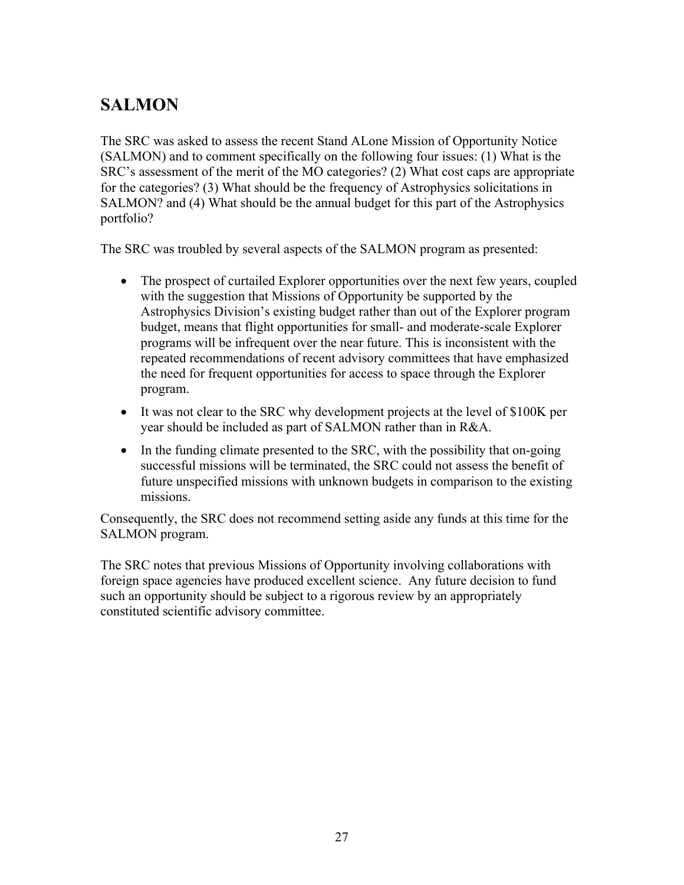## SALMON

The SRC was asked to assess the recent Stand ALone Mission of Opportunity Notice (SALMON) and to comment specifically on the following four issues: (1) What is the SRC's assessment of the merit of the MO categories? (2) What cost caps are appropriate for the categories? (3) What should be the frequency of Astrophysics solicitations in SALMON? and (4) What should be the annual budget for this part of the Astrophysics portfolio?

The SRC was troubled by several aspects of the SALMON program as presented:

- The prospect of curtailed Explorer opportunities over the next few years, coupled with the suggestion that Missions of Opportunity be supported by the Astrophysics Division's existing budget rather than out of the Explorer program budget, means that flight opportunities for small- and moderate-scale Explorer programs will be infrequent over the near future. This is inconsistent with the repeated recommendations of recent advisory committees that have emphasized the need for frequent opportunities for access to space through the Explorer program.
- It was not clear to the SRC why development projects at the level of $100K per year should be included as part of SALMON rather than in R&A.
- In the funding climate presented to the SRC, with the possibility that on-going successful missions will be terminated, the SRC could not assess the benefit of future unspecified missions with unknown budgets in comparison to the existing missions.

Consequently, the SRC does not recommend setting aside any funds at this time for the SALMON program.

The SRC notes that previous Missions of Opportunity involving collaborations with foreign space agencies have produced excellent science. Any future decision to fund such an opportunity should be subject to a rigorous review by an appropriately constituted scientific advisory committee.